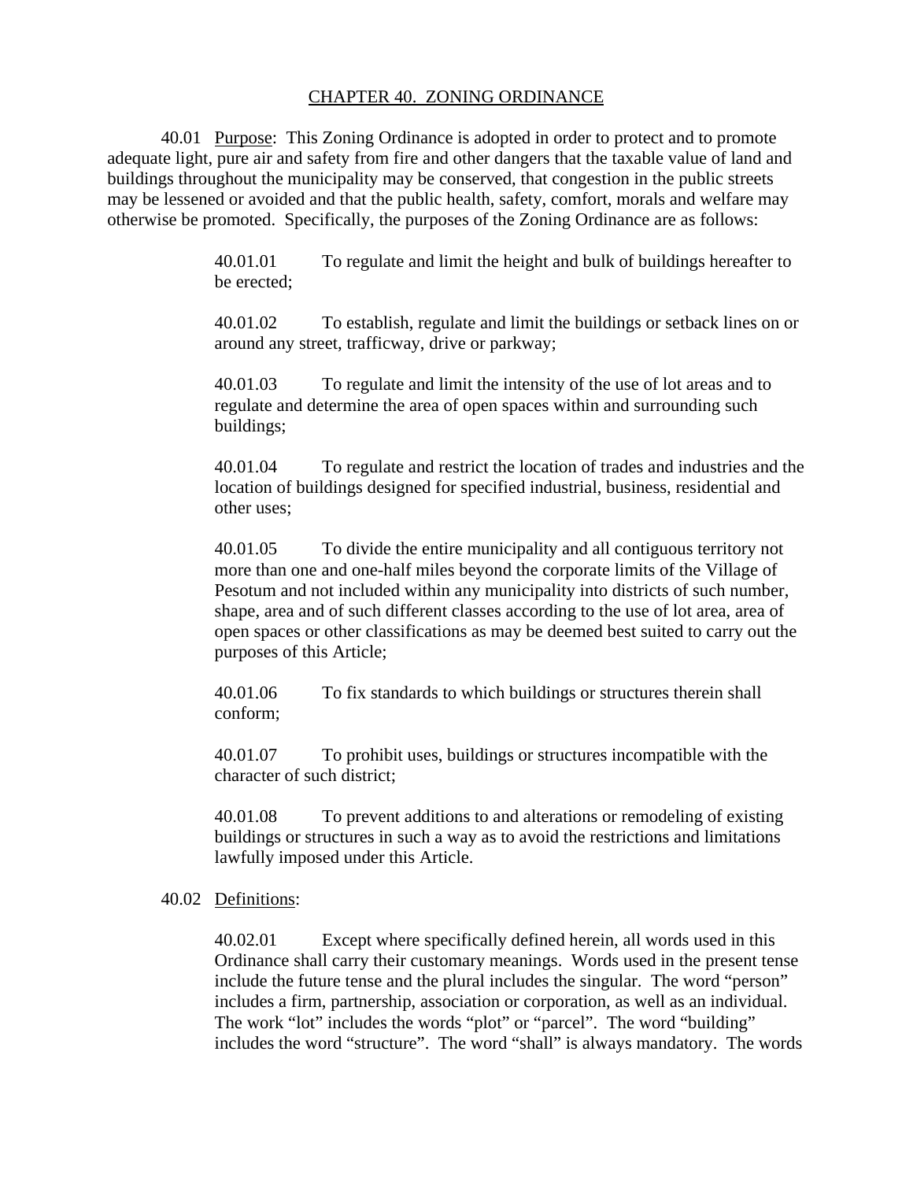# CHAPTER 40. ZONING ORDINANCE

40.01 Purpose: This Zoning Ordinance is adopted in order to protect and to promote adequate light, pure air and safety from fire and other dangers that the taxable value of land and buildings throughout the municipality may be conserved, that congestion in the public streets may be lessened or avoided and that the public health, safety, comfort, morals and welfare may otherwise be promoted. Specifically, the purposes of the Zoning Ordinance are as follows:

> 40.01.01 To regulate and limit the height and bulk of buildings hereafter to be erected;
>
> 40.01.02 To establish, regulate and limit the buildings or setback lines on or around any street, trafficway, drive or parkway;
>
> 40.01.03 To regulate and limit the intensity of the use of lot areas and to regulate and determine the area of open spaces within and surrounding such buildings;
>
> 40.01.04 To regulate and restrict the location of trades and industries and the location of buildings designed for specified industrial, business, residential and other uses;
>
> 40.01.05 To divide the entire municipality and all contiguous territory not more than one and one-half miles beyond the corporate limits of the Village of Pesotum and not included within any municipality into districts of such number, shape, area and of such different classes according to the use of lot area, area of open spaces or other classifications as may be deemed best suited to carry out the purposes of this Article;
>
> 40.01.06 To fix standards to which buildings or structures therein shall conform;
>
> 40.01.07 To prohibit uses, buildings or structures incompatible with the character of such district;
>
> 40.01.08 To prevent additions to and alterations or remodeling of existing buildings or structures in such a way as to avoid the restrictions and limitations lawfully imposed under this Article.

40.02 Definitions:

> 40.02.01 Except where specifically defined herein, all words used in this Ordinance shall carry their customary meanings. Words used in the present tense include the future tense and the plural includes the singular. The word "person" includes a firm, partnership, association or corporation, as well as an individual. The work "lot" includes the words "plot" or "parcel". The word "building" includes the word "structure". The word "shall" is always mandatory. The words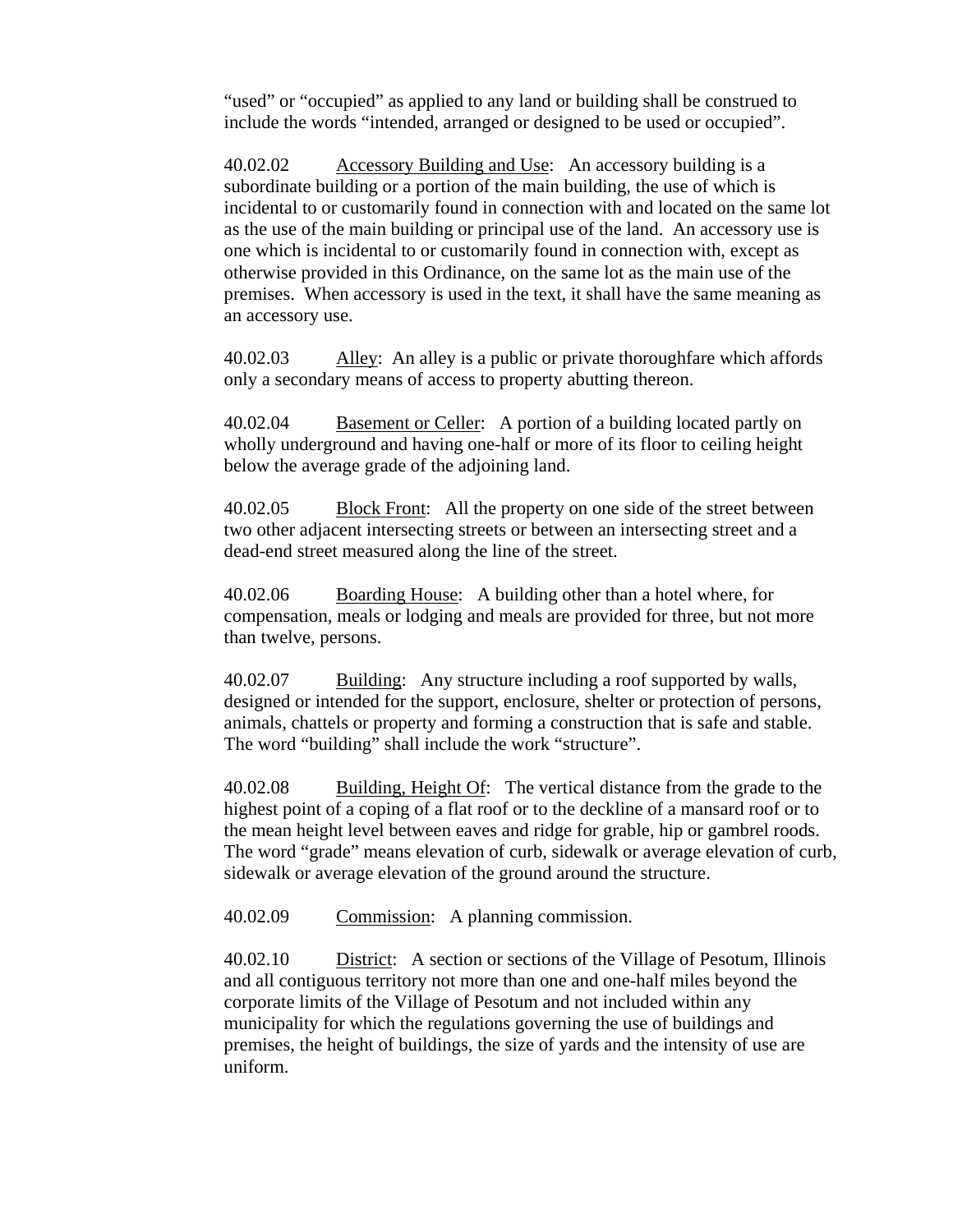"used" or "occupied" as applied to any land or building shall be construed to include the words "intended, arranged or designed to be used or occupied".

40.02.02 Accessory Building and Use: An accessory building is a subordinate building or a portion of the main building, the use of which is incidental to or customarily found in connection with and located on the same lot as the use of the main building or principal use of the land. An accessory use is one which is incidental to or customarily found in connection with, except as otherwise provided in this Ordinance, on the same lot as the main use of the premises. When accessory is used in the text, it shall have the same meaning as an accessory use.

40.02.03 Alley: An alley is a public or private thoroughfare which affords only a secondary means of access to property abutting thereon.

40.02.04 Basement or Celler: A portion of a building located partly on wholly underground and having one-half or more of its floor to ceiling height below the average grade of the adjoining land.

40.02.05 Block Front: All the property on one side of the street between two other adjacent intersecting streets or between an intersecting street and a dead-end street measured along the line of the street.

40.02.06 Boarding House: A building other than a hotel where, for compensation, meals or lodging and meals are provided for three, but not more than twelve, persons.

40.02.07 Building: Any structure including a roof supported by walls, designed or intended for the support, enclosure, shelter or protection of persons, animals, chattels or property and forming a construction that is safe and stable. The word "building" shall include the work "structure".

40.02.08 Building, Height Of: The vertical distance from the grade to the highest point of a coping of a flat roof or to the deckline of a mansard roof or to the mean height level between eaves and ridge for grable, hip or gambrel roods. The word "grade" means elevation of curb, sidewalk or average elevation of curb, sidewalk or average elevation of the ground around the structure.

40.02.09 Commission: A planning commission.

40.02.10 District: A section or sections of the Village of Pesotum, Illinois and all contiguous territory not more than one and one-half miles beyond the corporate limits of the Village of Pesotum and not included within any municipality for which the regulations governing the use of buildings and premises, the height of buildings, the size of yards and the intensity of use are uniform.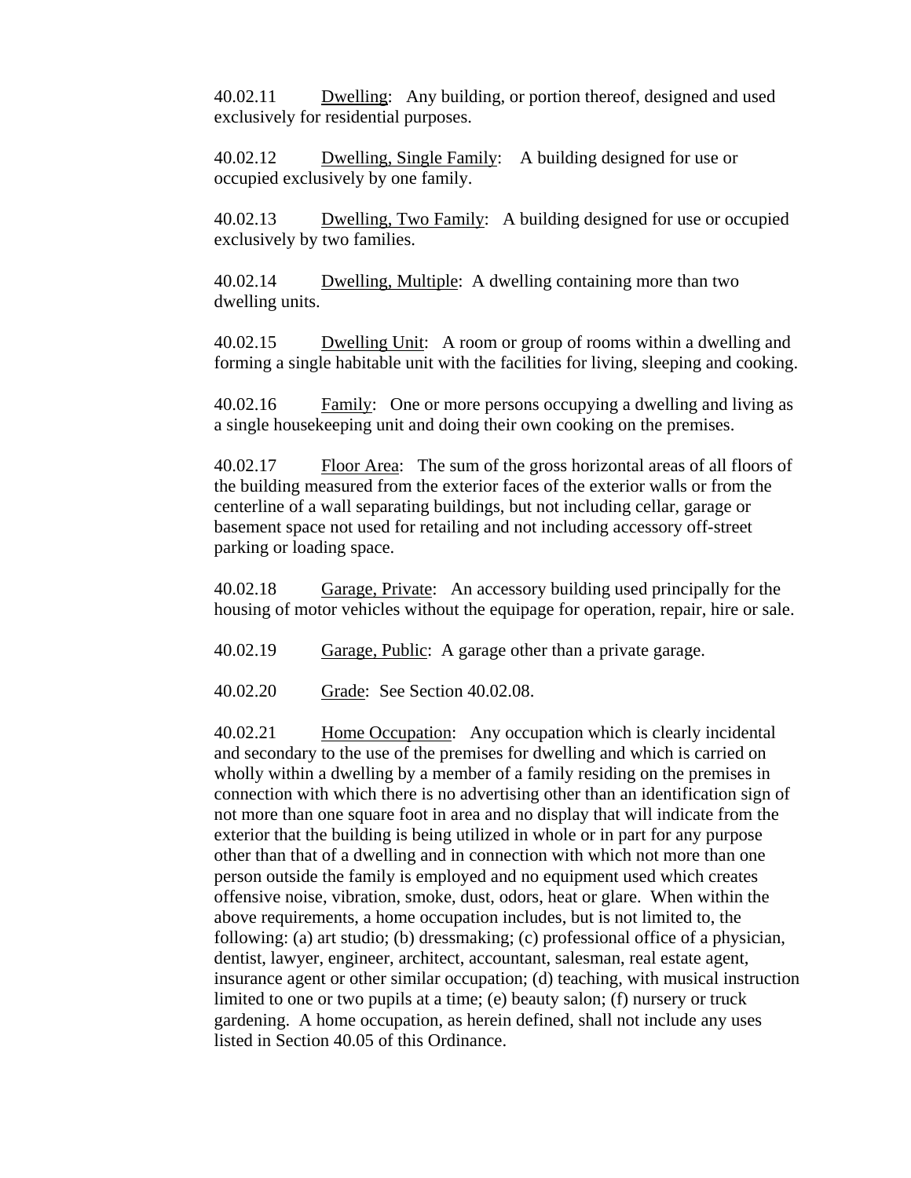40.02.11 Dwelling: Any building, or portion thereof, designed and used exclusively for residential purposes.

40.02.12 Dwelling, Single Family: A building designed for use or occupied exclusively by one family.

40.02.13 Dwelling, Two Family: A building designed for use or occupied exclusively by two families.

40.02.14 Dwelling, Multiple: A dwelling containing more than two dwelling units.

40.02.15 Dwelling Unit: A room or group of rooms within a dwelling and forming a single habitable unit with the facilities for living, sleeping and cooking.

40.02.16 Family: One or more persons occupying a dwelling and living as a single housekeeping unit and doing their own cooking on the premises.

40.02.17 Floor Area: The sum of the gross horizontal areas of all floors of the building measured from the exterior faces of the exterior walls or from the centerline of a wall separating buildings, but not including cellar, garage or basement space not used for retailing and not including accessory off-street parking or loading space.

40.02.18 Garage, Private: An accessory building used principally for the housing of motor vehicles without the equipage for operation, repair, hire or sale.

40.02.19 Garage, Public: A garage other than a private garage.

40.02.20 Grade: See Section 40.02.08.

40.02.21 Home Occupation: Any occupation which is clearly incidental and secondary to the use of the premises for dwelling and which is carried on wholly within a dwelling by a member of a family residing on the premises in connection with which there is no advertising other than an identification sign of not more than one square foot in area and no display that will indicate from the exterior that the building is being utilized in whole or in part for any purpose other than that of a dwelling and in connection with which not more than one person outside the family is employed and no equipment used which creates offensive noise, vibration, smoke, dust, odors, heat or glare. When within the above requirements, a home occupation includes, but is not limited to, the following: (a) art studio; (b) dressmaking; (c) professional office of a physician, dentist, lawyer, engineer, architect, accountant, salesman, real estate agent, insurance agent or other similar occupation; (d) teaching, with musical instruction limited to one or two pupils at a time; (e) beauty salon; (f) nursery or truck gardening. A home occupation, as herein defined, shall not include any uses listed in Section 40.05 of this Ordinance.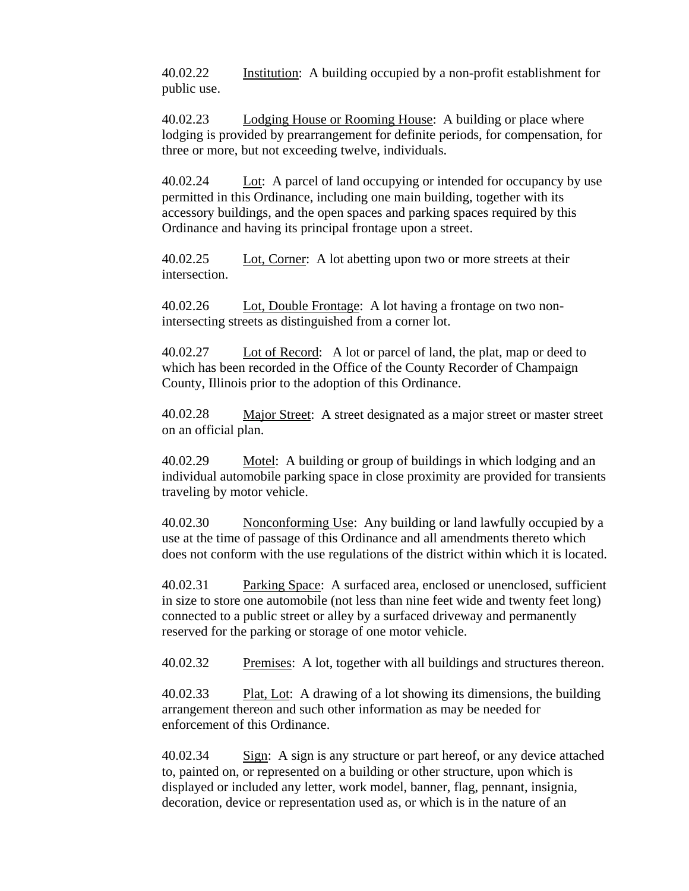40.02.22 Institution: A building occupied by a non-profit establishment for public use.

40.02.23 Lodging House or Rooming House: A building or place where lodging is provided by prearrangement for definite periods, for compensation, for three or more, but not exceeding twelve, individuals.

40.02.24 Lot: A parcel of land occupying or intended for occupancy by use permitted in this Ordinance, including one main building, together with its accessory buildings, and the open spaces and parking spaces required by this Ordinance and having its principal frontage upon a street.

40.02.25 Lot, Corner: A lot abetting upon two or more streets at their intersection.

40.02.26 Lot, Double Frontage: A lot having a frontage on two non-intersecting streets as distinguished from a corner lot.

40.02.27 Lot of Record: A lot or parcel of land, the plat, map or deed to which has been recorded in the Office of the County Recorder of Champaign County, Illinois prior to the adoption of this Ordinance.

40.02.28 Major Street: A street designated as a major street or master street on an official plan.

40.02.29 Motel: A building or group of buildings in which lodging and an individual automobile parking space in close proximity are provided for transients traveling by motor vehicle.

40.02.30 Nonconforming Use: Any building or land lawfully occupied by a use at the time of passage of this Ordinance and all amendments thereto which does not conform with the use regulations of the district within which it is located.

40.02.31 Parking Space: A surfaced area, enclosed or unenclosed, sufficient in size to store one automobile (not less than nine feet wide and twenty feet long) connected to a public street or alley by a surfaced driveway and permanently reserved for the parking or storage of one motor vehicle.

40.02.32 Premises: A lot, together with all buildings and structures thereon.

40.02.33 Plat, Lot: A drawing of a lot showing its dimensions, the building arrangement thereon and such other information as may be needed for enforcement of this Ordinance.

40.02.34 Sign: A sign is any structure or part hereof, or any device attached to, painted on, or represented on a building or other structure, upon which is displayed or included any letter, work model, banner, flag, pennant, insignia, decoration, device or representation used as, or which is in the nature of an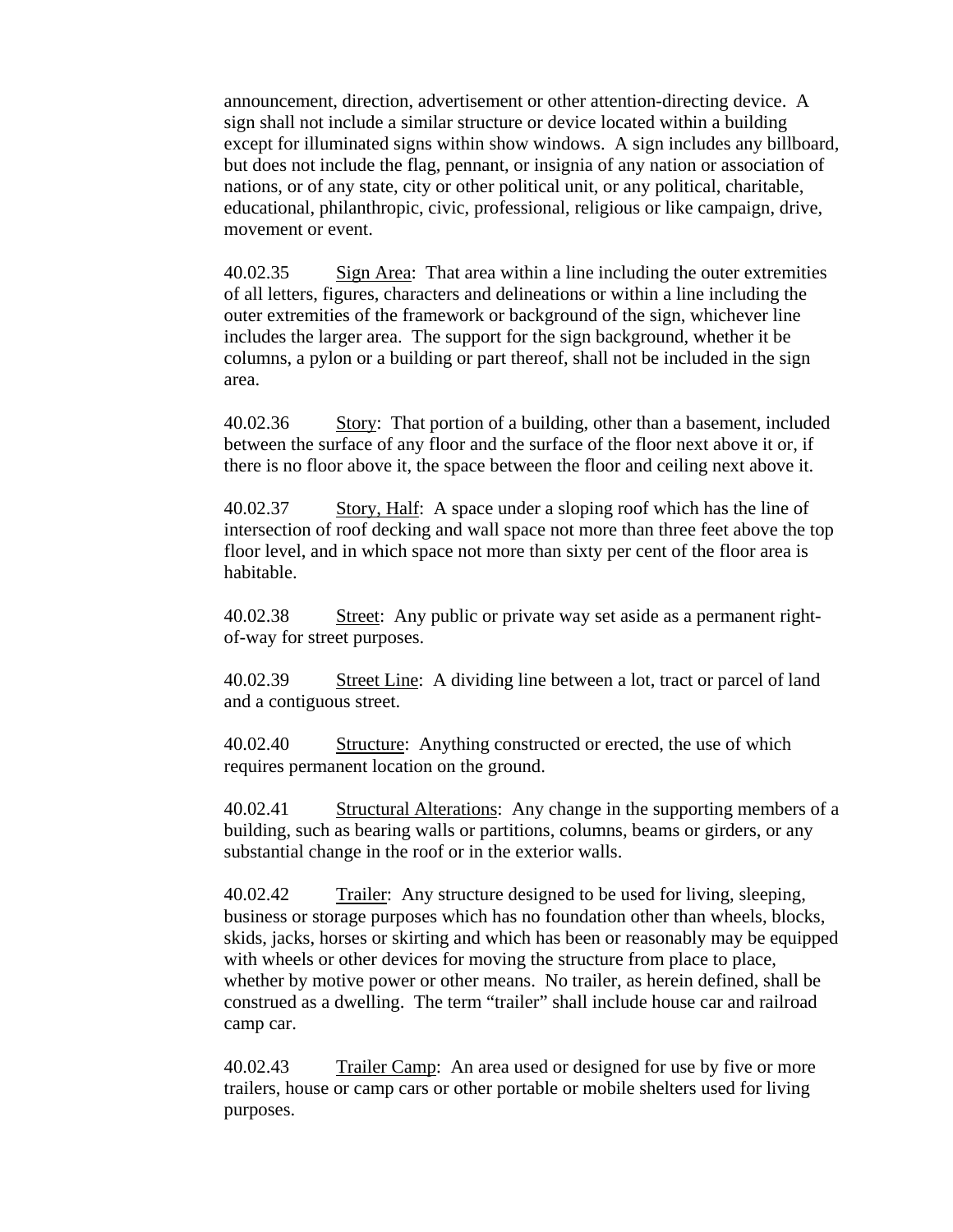announcement, direction, advertisement or other attention-directing device. A sign shall not include a similar structure or device located within a building except for illuminated signs within show windows. A sign includes any billboard, but does not include the flag, pennant, or insignia of any nation or association of nations, or of any state, city or other political unit, or any political, charitable, educational, philanthropic, civic, professional, religious or like campaign, drive, movement or event.

40.02.35 Sign Area: That area within a line including the outer extremities of all letters, figures, characters and delineations or within a line including the outer extremities of the framework or background of the sign, whichever line includes the larger area. The support for the sign background, whether it be columns, a pylon or a building or part thereof, shall not be included in the sign area.

40.02.36 Story: That portion of a building, other than a basement, included between the surface of any floor and the surface of the floor next above it or, if there is no floor above it, the space between the floor and ceiling next above it.

40.02.37 Story, Half: A space under a sloping roof which has the line of intersection of roof decking and wall space not more than three feet above the top floor level, and in which space not more than sixty per cent of the floor area is habitable.

40.02.38 Street: Any public or private way set aside as a permanent right-of-way for street purposes.

40.02.39 Street Line: A dividing line between a lot, tract or parcel of land and a contiguous street.

40.02.40 Structure: Anything constructed or erected, the use of which requires permanent location on the ground.

40.02.41 Structural Alterations: Any change in the supporting members of a building, such as bearing walls or partitions, columns, beams or girders, or any substantial change in the roof or in the exterior walls.

40.02.42 Trailer: Any structure designed to be used for living, sleeping, business or storage purposes which has no foundation other than wheels, blocks, skids, jacks, horses or skirting and which has been or reasonably may be equipped with wheels or other devices for moving the structure from place to place, whether by motive power or other means. No trailer, as herein defined, shall be construed as a dwelling. The term "trailer" shall include house car and railroad camp car.

40.02.43 Trailer Camp: An area used or designed for use by five or more trailers, house or camp cars or other portable or mobile shelters used for living purposes.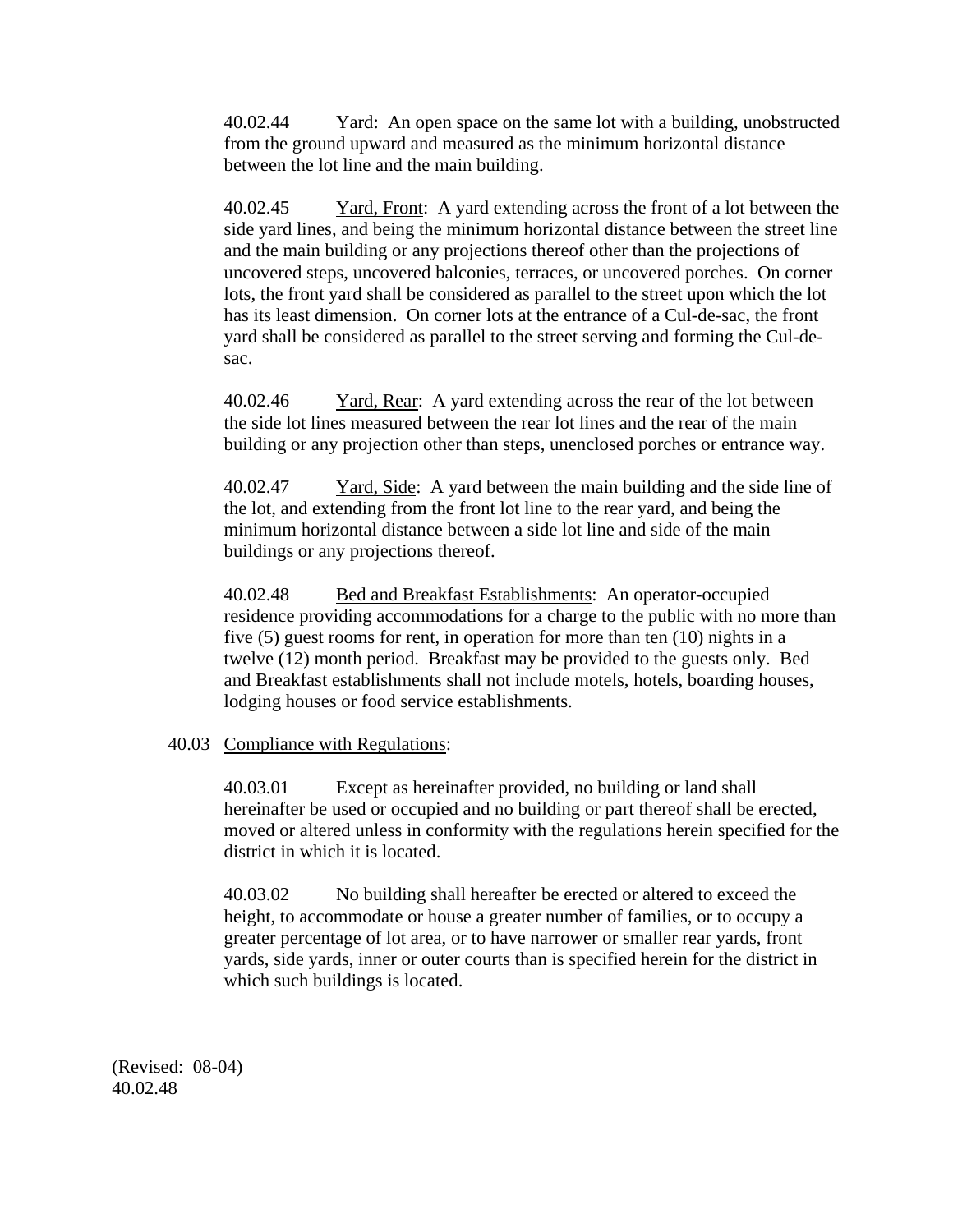40.02.44 Yard: An open space on the same lot with a building, unobstructed from the ground upward and measured as the minimum horizontal distance between the lot line and the main building.

40.02.45 Yard, Front: A yard extending across the front of a lot between the side yard lines, and being the minimum horizontal distance between the street line and the main building or any projections thereof other than the projections of uncovered steps, uncovered balconies, terraces, or uncovered porches. On corner lots, the front yard shall be considered as parallel to the street upon which the lot has its least dimension. On corner lots at the entrance of a Cul-de-sac, the front yard shall be considered as parallel to the street serving and forming the Cul-de-sac.

40.02.46 Yard, Rear: A yard extending across the rear of the lot between the side lot lines measured between the rear lot lines and the rear of the main building or any projection other than steps, unenclosed porches or entrance way.

40.02.47 Yard, Side: A yard between the main building and the side line of the lot, and extending from the front lot line to the rear yard, and being the minimum horizontal distance between a side lot line and side of the main buildings or any projections thereof.

40.02.48 Bed and Breakfast Establishments: An operator-occupied residence providing accommodations for a charge to the public with no more than five (5) guest rooms for rent, in operation for more than ten (10) nights in a twelve (12) month period. Breakfast may be provided to the guests only. Bed and Breakfast establishments shall not include motels, hotels, boarding houses, lodging houses or food service establishments.

40.03 Compliance with Regulations:

40.03.01 Except as hereinafter provided, no building or land shall hereinafter be used or occupied and no building or part thereof shall be erected, moved or altered unless in conformity with the regulations herein specified for the district in which it is located.

40.03.02 No building shall hereafter be erected or altered to exceed the height, to accommodate or house a greater number of families, or to occupy a greater percentage of lot area, or to have narrower or smaller rear yards, front yards, side yards, inner or outer courts than is specified herein for the district in which such buildings is located.

(Revised: 08-04)
40.02.48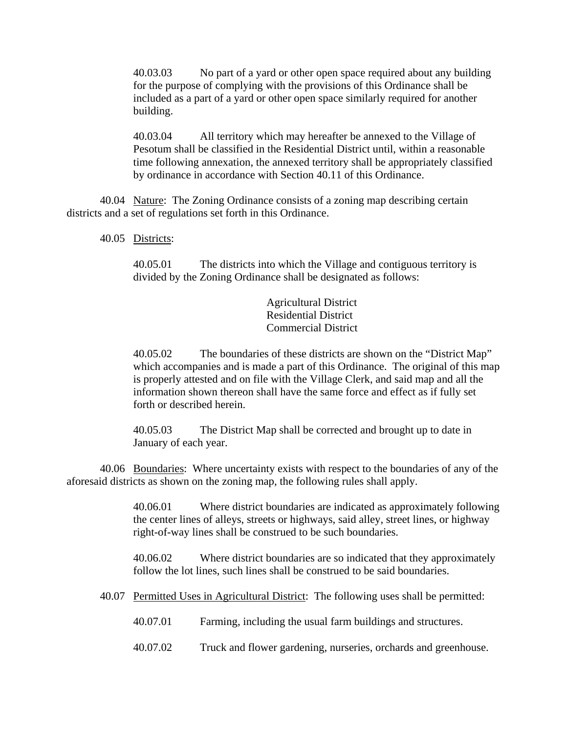40.03.03 No part of a yard or other open space required about any building for the purpose of complying with the provisions of this Ordinance shall be included as a part of a yard or other open space similarly required for another building.

40.03.04 All territory which may hereafter be annexed to the Village of Pesotum shall be classified in the Residential District until, within a reasonable time following annexation, the annexed territory shall be appropriately classified by ordinance in accordance with Section 40.11 of this Ordinance.

40.04 Nature: The Zoning Ordinance consists of a zoning map describing certain districts and a set of regulations set forth in this Ordinance.

40.05 Districts:

40.05.01 The districts into which the Village and contiguous territory is divided by the Zoning Ordinance shall be designated as follows:

Agricultural District
Residential District
Commercial District

40.05.02 The boundaries of these districts are shown on the "District Map" which accompanies and is made a part of this Ordinance. The original of this map is properly attested and on file with the Village Clerk, and said map and all the information shown thereon shall have the same force and effect as if fully set forth or described herein.

40.05.03 The District Map shall be corrected and brought up to date in January of each year.

40.06 Boundaries: Where uncertainty exists with respect to the boundaries of any of the aforesaid districts as shown on the zoning map, the following rules shall apply.

40.06.01 Where district boundaries are indicated as approximately following the center lines of alleys, streets or highways, said alley, street lines, or highway right-of-way lines shall be construed to be such boundaries.

40.06.02 Where district boundaries are so indicated that they approximately follow the lot lines, such lines shall be construed to be said boundaries.

40.07 Permitted Uses in Agricultural District: The following uses shall be permitted:

40.07.01 Farming, including the usual farm buildings and structures.

40.07.02 Truck and flower gardening, nurseries, orchards and greenhouse.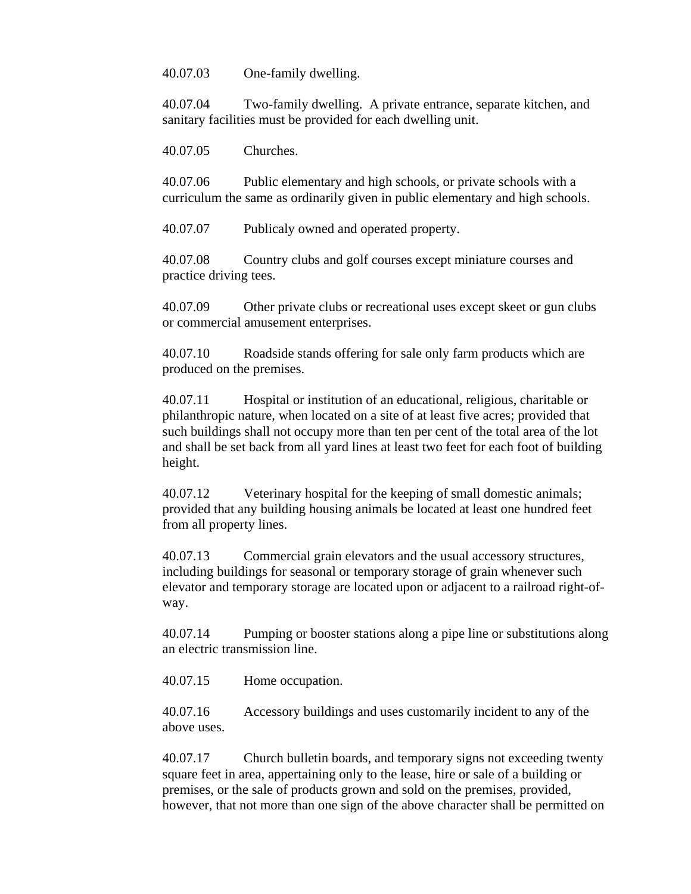40.07.03 One-family dwelling.

40.07.04 Two-family dwelling. A private entrance, separate kitchen, and sanitary facilities must be provided for each dwelling unit.

40.07.05 Churches.

40.07.06 Public elementary and high schools, or private schools with a curriculum the same as ordinarily given in public elementary and high schools.

40.07.07 Publicaly owned and operated property.

40.07.08 Country clubs and golf courses except miniature courses and practice driving tees.

40.07.09 Other private clubs or recreational uses except skeet or gun clubs or commercial amusement enterprises.

40.07.10 Roadside stands offering for sale only farm products which are produced on the premises.

40.07.11 Hospital or institution of an educational, religious, charitable or philanthropic nature, when located on a site of at least five acres; provided that such buildings shall not occupy more than ten per cent of the total area of the lot and shall be set back from all yard lines at least two feet for each foot of building height.

40.07.12 Veterinary hospital for the keeping of small domestic animals; provided that any building housing animals be located at least one hundred feet from all property lines.

40.07.13 Commercial grain elevators and the usual accessory structures, including buildings for seasonal or temporary storage of grain whenever such elevator and temporary storage are located upon or adjacent to a railroad right-of-way.

40.07.14 Pumping or booster stations along a pipe line or substitutions along an electric transmission line.

40.07.15 Home occupation.

40.07.16 Accessory buildings and uses customarily incident to any of the above uses.

40.07.17 Church bulletin boards, and temporary signs not exceeding twenty square feet in area, appertaining only to the lease, hire or sale of a building or premises, or the sale of products grown and sold on the premises, provided, however, that not more than one sign of the above character shall be permitted on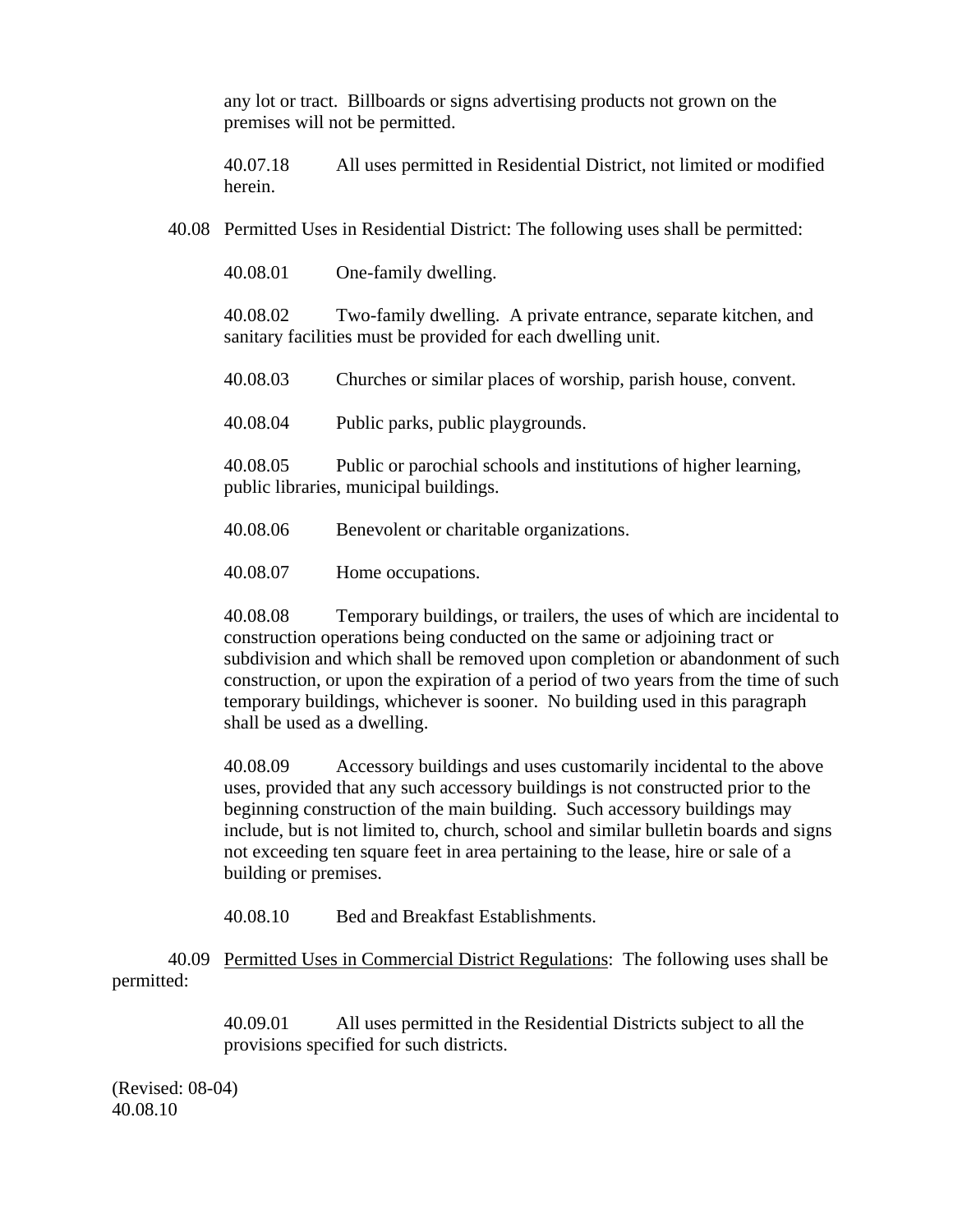any lot or tract. Billboards or signs advertising products not grown on the premises will not be permitted.

40.07.18 All uses permitted in Residential District, not limited or modified herein.

40.08 Permitted Uses in Residential District: The following uses shall be permitted:

40.08.01 One-family dwelling.

40.08.02 Two-family dwelling. A private entrance, separate kitchen, and sanitary facilities must be provided for each dwelling unit.

40.08.03 Churches or similar places of worship, parish house, convent.

40.08.04 Public parks, public playgrounds.

40.08.05 Public or parochial schools and institutions of higher learning, public libraries, municipal buildings.

40.08.06 Benevolent or charitable organizations.

40.08.07 Home occupations.

40.08.08 Temporary buildings, or trailers, the uses of which are incidental to construction operations being conducted on the same or adjoining tract or subdivision and which shall be removed upon completion or abandonment of such construction, or upon the expiration of a period of two years from the time of such temporary buildings, whichever is sooner. No building used in this paragraph shall be used as a dwelling.

40.08.09 Accessory buildings and uses customarily incidental to the above uses, provided that any such accessory buildings is not constructed prior to the beginning construction of the main building. Such accessory buildings may include, but is not limited to, church, school and similar bulletin boards and signs not exceeding ten square feet in area pertaining to the lease, hire or sale of a building or premises.

40.08.10 Bed and Breakfast Establishments.

40.09 Permitted Uses in Commercial District Regulations: The following uses shall be permitted:

40.09.01 All uses permitted in the Residential Districts subject to all the provisions specified for such districts.

(Revised: 08-04)
40.08.10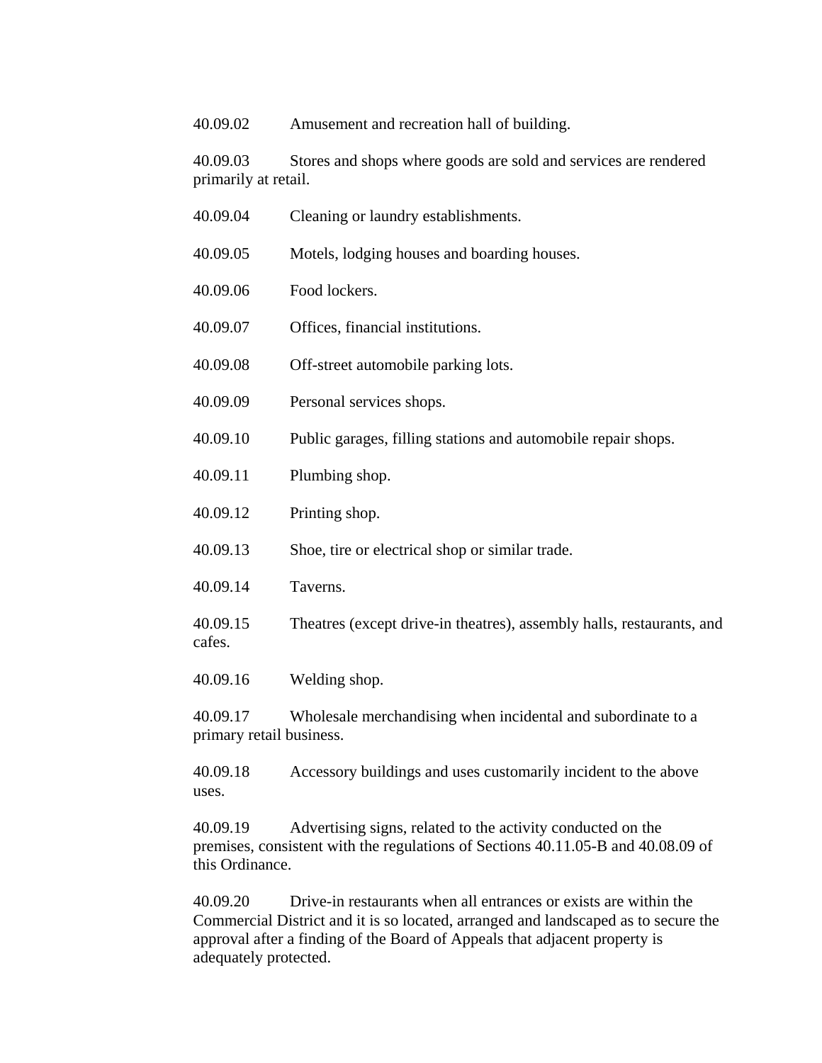40.09.02 Amusement and recreation hall of building.

40.09.03 Stores and shops where goods are sold and services are rendered primarily at retail.

40.09.04 Cleaning or laundry establishments.

40.09.05 Motels, lodging houses and boarding houses.

40.09.06 Food lockers.

40.09.07 Offices, financial institutions.

40.09.08 Off-street automobile parking lots.

40.09.09 Personal services shops.

40.09.10 Public garages, filling stations and automobile repair shops.

40.09.11 Plumbing shop.

40.09.12 Printing shop.

40.09.13 Shoe, tire or electrical shop or similar trade.

40.09.14 Taverns.

40.09.15 Theatres (except drive-in theatres), assembly halls, restaurants, and cafes.

40.09.16 Welding shop.

40.09.17 Wholesale merchandising when incidental and subordinate to a primary retail business.

40.09.18 Accessory buildings and uses customarily incident to the above uses.

40.09.19 Advertising signs, related to the activity conducted on the premises, consistent with the regulations of Sections 40.11.05-B and 40.08.09 of this Ordinance.

40.09.20 Drive-in restaurants when all entrances or exists are within the Commercial District and it is so located, arranged and landscaped as to secure the approval after a finding of the Board of Appeals that adjacent property is adequately protected.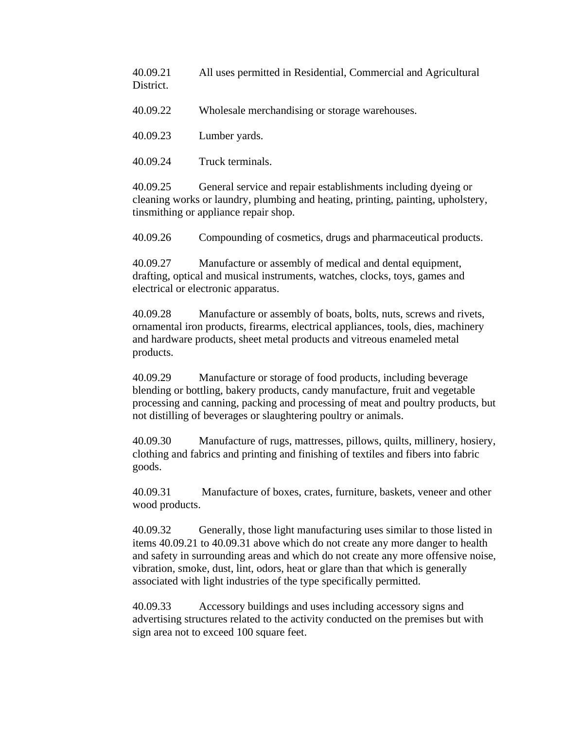40.09.21 All uses permitted in Residential, Commercial and Agricultural District.

40.09.22 Wholesale merchandising or storage warehouses.

40.09.23 Lumber yards.

40.09.24 Truck terminals.

40.09.25 General service and repair establishments including dyeing or cleaning works or laundry, plumbing and heating, printing, painting, upholstery, tinsmithing or appliance repair shop.

40.09.26 Compounding of cosmetics, drugs and pharmaceutical products.

40.09.27 Manufacture or assembly of medical and dental equipment, drafting, optical and musical instruments, watches, clocks, toys, games and electrical or electronic apparatus.

40.09.28 Manufacture or assembly of boats, bolts, nuts, screws and rivets, ornamental iron products, firearms, electrical appliances, tools, dies, machinery and hardware products, sheet metal products and vitreous enameled metal products.

40.09.29 Manufacture or storage of food products, including beverage blending or bottling, bakery products, candy manufacture, fruit and vegetable processing and canning, packing and processing of meat and poultry products, but not distilling of beverages or slaughtering poultry or animals.

40.09.30 Manufacture of rugs, mattresses, pillows, quilts, millinery, hosiery, clothing and fabrics and printing and finishing of textiles and fibers into fabric goods.

40.09.31 Manufacture of boxes, crates, furniture, baskets, veneer and other wood products.

40.09.32 Generally, those light manufacturing uses similar to those listed in items 40.09.21 to 40.09.31 above which do not create any more danger to health and safety in surrounding areas and which do not create any more offensive noise, vibration, smoke, dust, lint, odors, heat or glare than that which is generally associated with light industries of the type specifically permitted.

40.09.33 Accessory buildings and uses including accessory signs and advertising structures related to the activity conducted on the premises but with sign area not to exceed 100 square feet.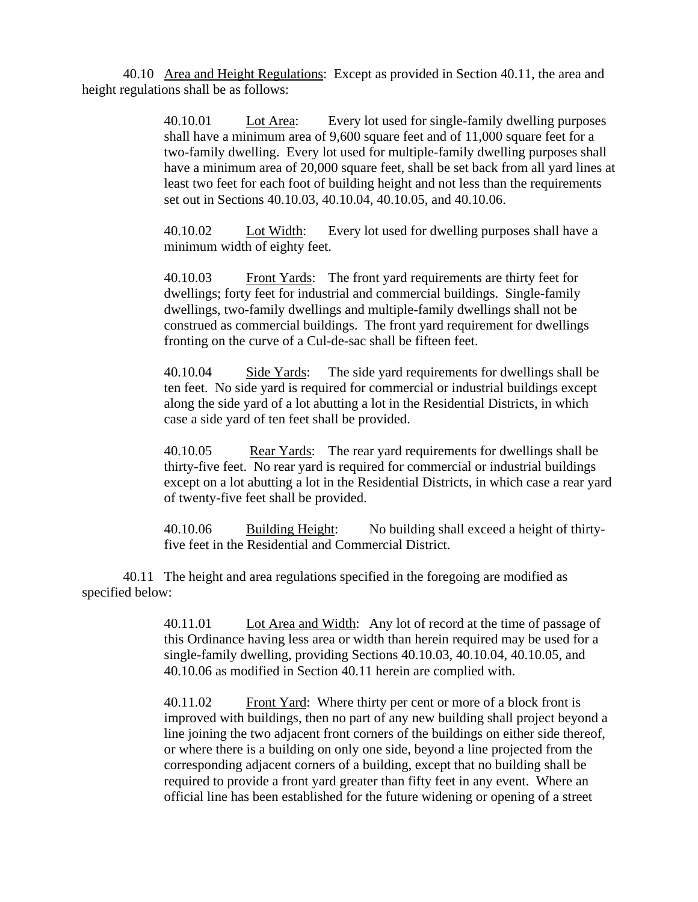40.10 Area and Height Regulations: Except as provided in Section 40.11, the area and height regulations shall be as follows:

> 40.10.01 Lot Area: Every lot used for single-family dwelling purposes shall have a minimum area of 9,600 square feet and of 11,000 square feet for a two-family dwelling. Every lot used for multiple-family dwelling purposes shall have a minimum area of 20,000 square feet, shall be set back from all yard lines at least two feet for each foot of building height and not less than the requirements set out in Sections 40.10.03, 40.10.04, 40.10.05, and 40.10.06.
>
> 40.10.02 Lot Width: Every lot used for dwelling purposes shall have a minimum width of eighty feet.
>
> 40.10.03 Front Yards: The front yard requirements are thirty feet for dwellings; forty feet for industrial and commercial buildings. Single-family dwellings, two-family dwellings and multiple-family dwellings shall not be construed as commercial buildings. The front yard requirement for dwellings fronting on the curve of a Cul-de-sac shall be fifteen feet.
>
> 40.10.04 Side Yards: The side yard requirements for dwellings shall be ten feet. No side yard is required for commercial or industrial buildings except along the side yard of a lot abutting a lot in the Residential Districts, in which case a side yard of ten feet shall be provided.
>
> 40.10.05 Rear Yards: The rear yard requirements for dwellings shall be thirty-five feet. No rear yard is required for commercial or industrial buildings except on a lot abutting a lot in the Residential Districts, in which case a rear yard of twenty-five feet shall be provided.
>
> 40.10.06 Building Height: No building shall exceed a height of thirty-five feet in the Residential and Commercial District.

40.11 The height and area regulations specified in the foregoing are modified as specified below:

> 40.11.01 Lot Area and Width: Any lot of record at the time of passage of this Ordinance having less area or width than herein required may be used for a single-family dwelling, providing Sections 40.10.03, 40.10.04, 40.10.05, and 40.10.06 as modified in Section 40.11 herein are complied with.
>
> 40.11.02 Front Yard: Where thirty per cent or more of a block front is improved with buildings, then no part of any new building shall project beyond a line joining the two adjacent front corners of the buildings on either side thereof, or where there is a building on only one side, beyond a line projected from the corresponding adjacent corners of a building, except that no building shall be required to provide a front yard greater than fifty feet in any event. Where an official line has been established for the future widening or opening of a street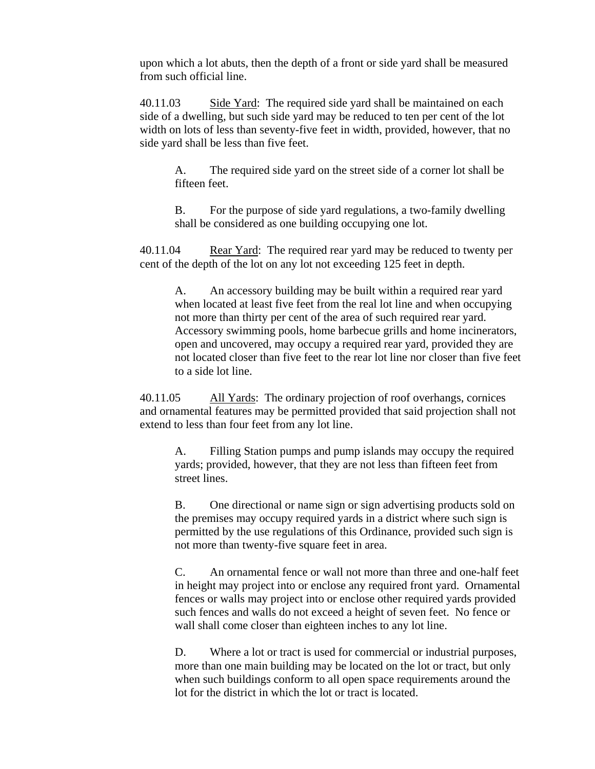upon which a lot abuts, then the depth of a front or side yard shall be measured from such official line.

40.11.03 Side Yard: The required side yard shall be maintained on each side of a dwelling, but such side yard may be reduced to ten per cent of the lot width on lots of less than seventy-five feet in width, provided, however, that no side yard shall be less than five feet.

A. The required side yard on the street side of a corner lot shall be fifteen feet.

B. For the purpose of side yard regulations, a two-family dwelling shall be considered as one building occupying one lot.

40.11.04 Rear Yard: The required rear yard may be reduced to twenty per cent of the depth of the lot on any lot not exceeding 125 feet in depth.

A. An accessory building may be built within a required rear yard when located at least five feet from the real lot line and when occupying not more than thirty per cent of the area of such required rear yard. Accessory swimming pools, home barbecue grills and home incinerators, open and uncovered, may occupy a required rear yard, provided they are not located closer than five feet to the rear lot line nor closer than five feet to a side lot line.

40.11.05 All Yards: The ordinary projection of roof overhangs, cornices and ornamental features may be permitted provided that said projection shall not extend to less than four feet from any lot line.

A. Filling Station pumps and pump islands may occupy the required yards; provided, however, that they are not less than fifteen feet from street lines.

B. One directional or name sign or sign advertising products sold on the premises may occupy required yards in a district where such sign is permitted by the use regulations of this Ordinance, provided such sign is not more than twenty-five square feet in area.

C. An ornamental fence or wall not more than three and one-half feet in height may project into or enclose any required front yard. Ornamental fences or walls may project into or enclose other required yards provided such fences and walls do not exceed a height of seven feet. No fence or wall shall come closer than eighteen inches to any lot line.

D. Where a lot or tract is used for commercial or industrial purposes, more than one main building may be located on the lot or tract, but only when such buildings conform to all open space requirements around the lot for the district in which the lot or tract is located.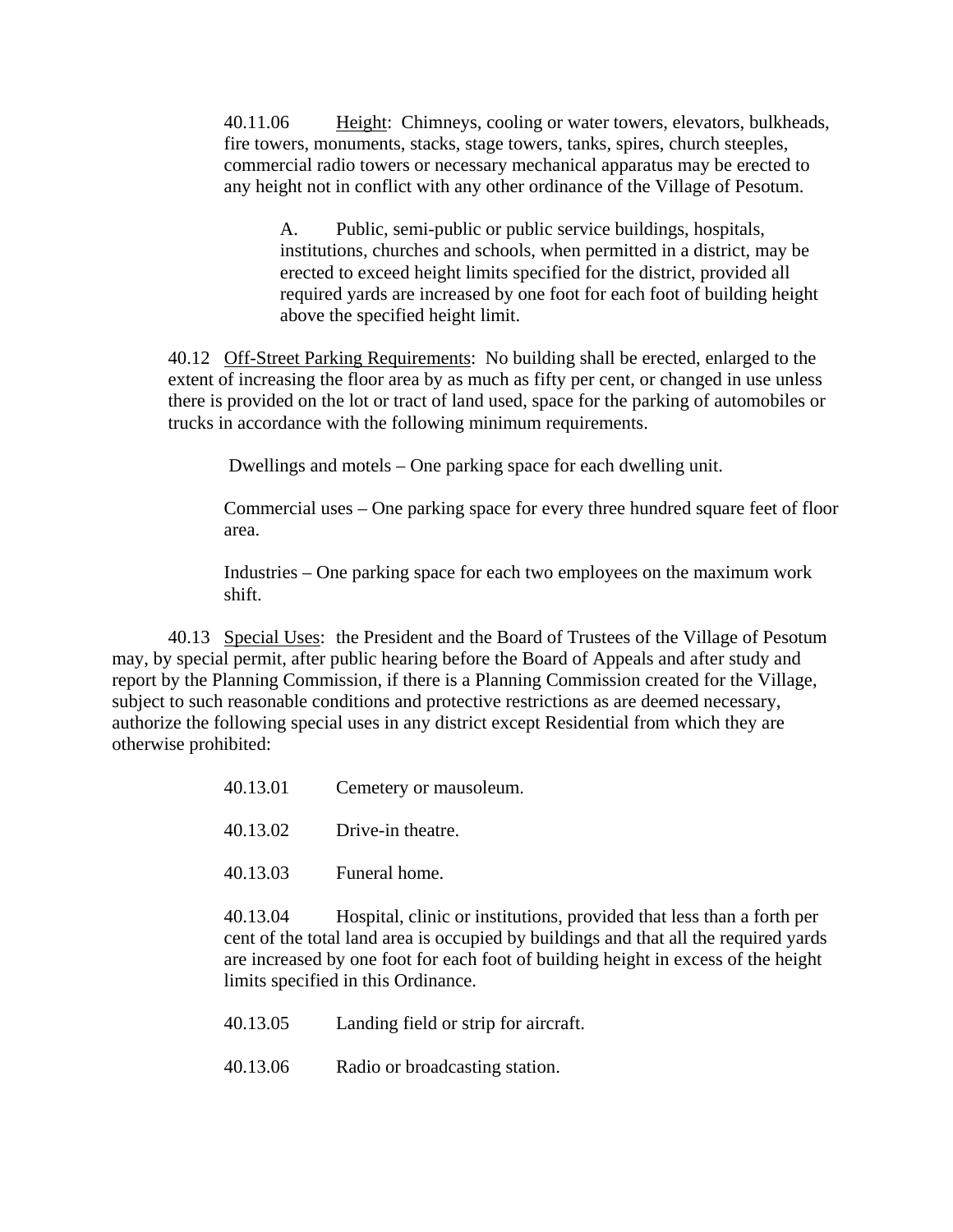40.11.06 Height: Chimneys, cooling or water towers, elevators, bulkheads, fire towers, monuments, stacks, stage towers, tanks, spires, church steeples, commercial radio towers or necessary mechanical apparatus may be erected to any height not in conflict with any other ordinance of the Village of Pesotum.

A. Public, semi-public or public service buildings, hospitals, institutions, churches and schools, when permitted in a district, may be erected to exceed height limits specified for the district, provided all required yards are increased by one foot for each foot of building height above the specified height limit.

40.12 Off-Street Parking Requirements: No building shall be erected, enlarged to the extent of increasing the floor area by as much as fifty per cent, or changed in use unless there is provided on the lot or tract of land used, space for the parking of automobiles or trucks in accordance with the following minimum requirements.

Dwellings and motels – One parking space for each dwelling unit.

Commercial uses – One parking space for every three hundred square feet of floor area.

Industries – One parking space for each two employees on the maximum work shift.

40.13 Special Uses: the President and the Board of Trustees of the Village of Pesotum may, by special permit, after public hearing before the Board of Appeals and after study and report by the Planning Commission, if there is a Planning Commission created for the Village, subject to such reasonable conditions and protective restrictions as are deemed necessary, authorize the following special uses in any district except Residential from which they are otherwise prohibited:

40.13.01 Cemetery or mausoleum.

40.13.02 Drive-in theatre.

40.13.03 Funeral home.

40.13.04 Hospital, clinic or institutions, provided that less than a forth per cent of the total land area is occupied by buildings and that all the required yards are increased by one foot for each foot of building height in excess of the height limits specified in this Ordinance.

40.13.05 Landing field or strip for aircraft.

40.13.06 Radio or broadcasting station.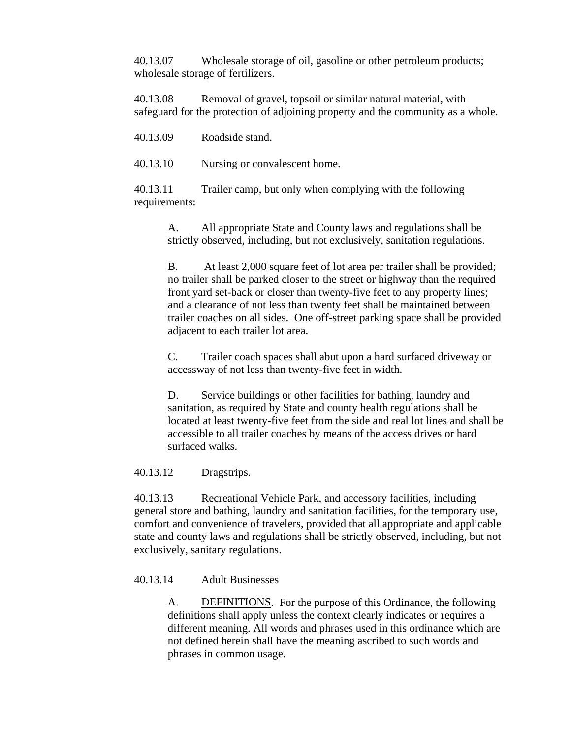40.13.07 Wholesale storage of oil, gasoline or other petroleum products; wholesale storage of fertilizers.

40.13.08 Removal of gravel, topsoil or similar natural material, with safeguard for the protection of adjoining property and the community as a whole.

40.13.09 Roadside stand.

40.13.10 Nursing or convalescent home.

40.13.11 Trailer camp, but only when complying with the following requirements:

> A. All appropriate State and County laws and regulations shall be strictly observed, including, but not exclusively, sanitation regulations.
>
> B. At least 2,000 square feet of lot area per trailer shall be provided; no trailer shall be parked closer to the street or highway than the required front yard set-back or closer than twenty-five feet to any property lines; and a clearance of not less than twenty feet shall be maintained between trailer coaches on all sides. One off-street parking space shall be provided adjacent to each trailer lot area.
>
> C. Trailer coach spaces shall abut upon a hard surfaced driveway or accessway of not less than twenty-five feet in width.
>
> D. Service buildings or other facilities for bathing, laundry and sanitation, as required by State and county health regulations shall be located at least twenty-five feet from the side and real lot lines and shall be accessible to all trailer coaches by means of the access drives or hard surfaced walks.

40.13.12 Dragstrips.

40.13.13 Recreational Vehicle Park, and accessory facilities, including general store and bathing, laundry and sanitation facilities, for the temporary use, comfort and convenience of travelers, provided that all appropriate and applicable state and county laws and regulations shall be strictly observed, including, but not exclusively, sanitary regulations.

40.13.14 Adult Businesses

> A. <u>DEFINITIONS</u>. For the purpose of this Ordinance, the following definitions shall apply unless the context clearly indicates or requires a different meaning. All words and phrases used in this ordinance which are not defined herein shall have the meaning ascribed to such words and phrases in common usage.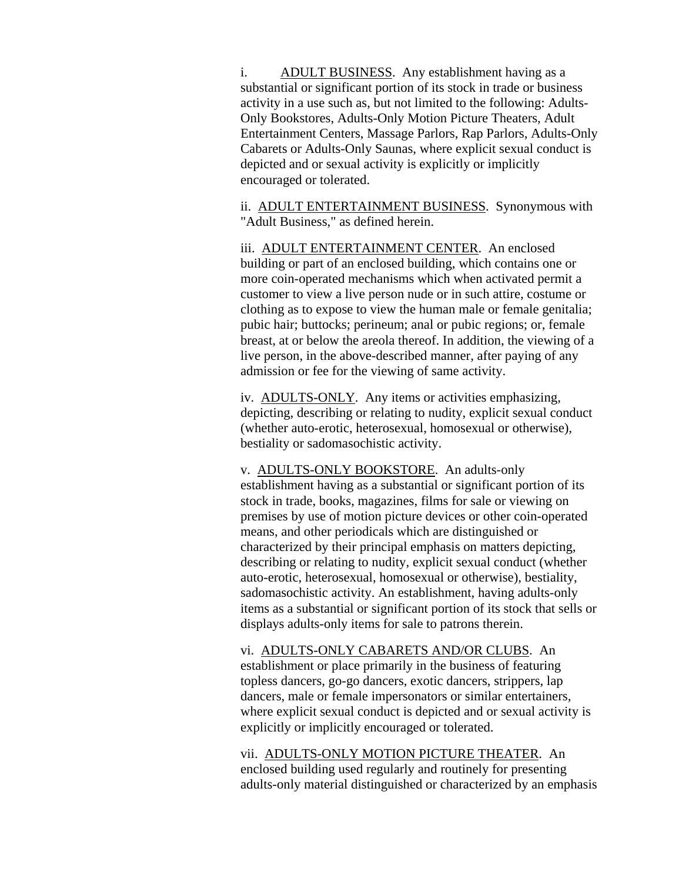i. <u>ADULT BUSINESS</u>. Any establishment having as a substantial or significant portion of its stock in trade or business activity in a use such as, but not limited to the following: Adults-Only Bookstores, Adults-Only Motion Picture Theaters, Adult Entertainment Centers, Massage Parlors, Rap Parlors, Adults-Only Cabarets or Adults-Only Saunas, where explicit sexual conduct is depicted and or sexual activity is explicitly or implicitly encouraged or tolerated.

ii. <u>ADULT ENTERTAINMENT BUSINESS</u>. Synonymous with "Adult Business," as defined herein.

iii. <u>ADULT ENTERTAINMENT CENTER</u>. An enclosed building or part of an enclosed building, which contains one or more coin-operated mechanisms which when activated permit a customer to view a live person nude or in such attire, costume or clothing as to expose to view the human male or female genitalia; pubic hair; buttocks; perineum; anal or pubic regions; or, female breast, at or below the areola thereof. In addition, the viewing of a live person, in the above-described manner, after paying of any admission or fee for the viewing of same activity.

iv. <u>ADULTS-ONLY</u>. Any items or activities emphasizing, depicting, describing or relating to nudity, explicit sexual conduct (whether auto-erotic, heterosexual, homosexual or otherwise), bestiality or sadomasochistic activity.

v. <u>ADULTS-ONLY BOOKSTORE</u>. An adults-only establishment having as a substantial or significant portion of its stock in trade, books, magazines, films for sale or viewing on premises by use of motion picture devices or other coin-operated means, and other periodicals which are distinguished or characterized by their principal emphasis on matters depicting, describing or relating to nudity, explicit sexual conduct (whether auto-erotic, heterosexual, homosexual or otherwise), bestiality, sadomasochistic activity. An establishment, having adults-only items as a substantial or significant portion of its stock that sells or displays adults-only items for sale to patrons therein.

vi. <u>ADULTS-ONLY CABARETS AND/OR CLUBS</u>. An establishment or place primarily in the business of featuring topless dancers, go-go dancers, exotic dancers, strippers, lap dancers, male or female impersonators or similar entertainers, where explicit sexual conduct is depicted and or sexual activity is explicitly or implicitly encouraged or tolerated.

vii. <u>ADULTS-ONLY MOTION PICTURE THEATER</u>. An enclosed building used regularly and routinely for presenting adults-only material distinguished or characterized by an emphasis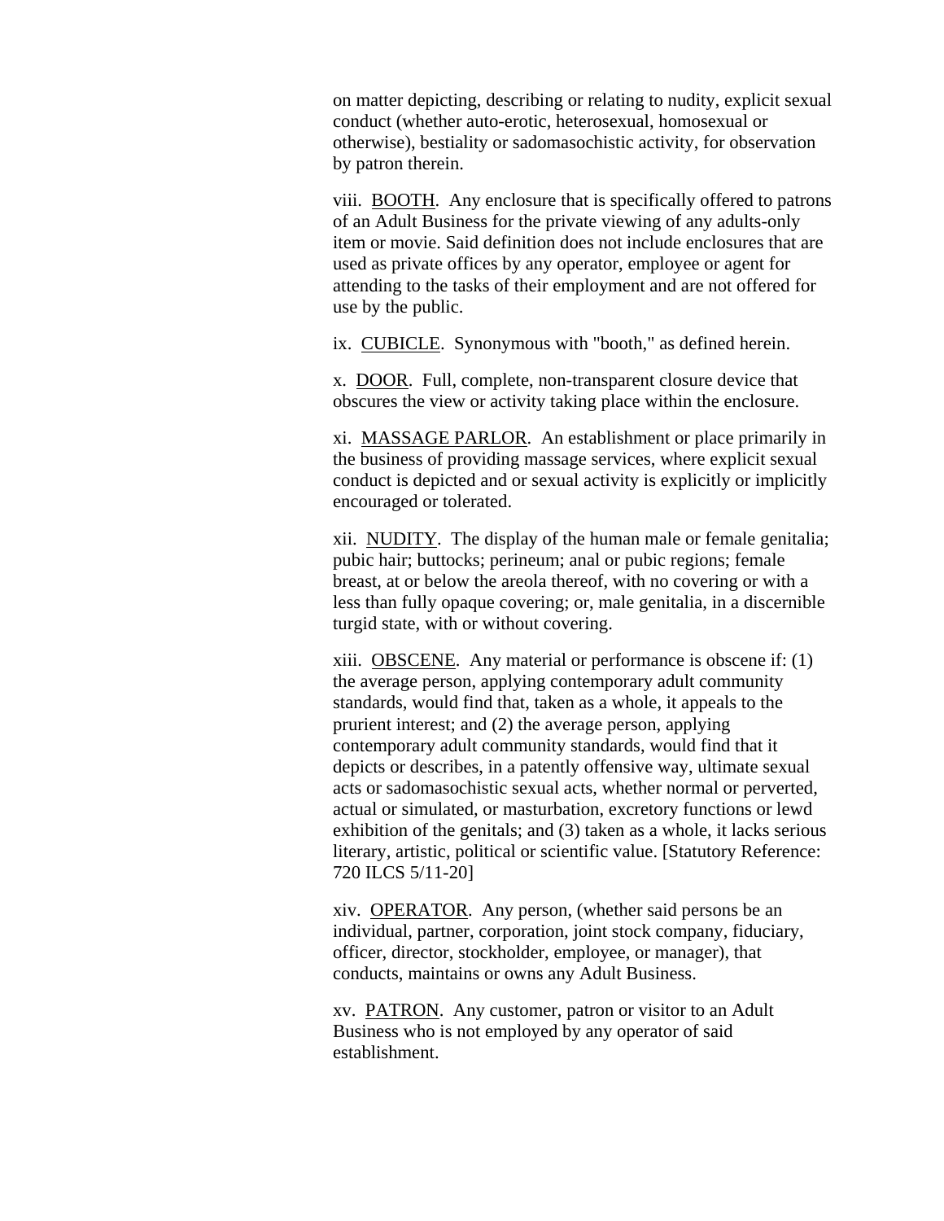on matter depicting, describing or relating to nudity, explicit sexual conduct (whether auto-erotic, heterosexual, homosexual or otherwise), bestiality or sadomasochistic activity, for observation by patron therein.

viii. BOOTH. Any enclosure that is specifically offered to patrons of an Adult Business for the private viewing of any adults-only item or movie. Said definition does not include enclosures that are used as private offices by any operator, employee or agent for attending to the tasks of their employment and are not offered for use by the public.

ix. CUBICLE. Synonymous with "booth," as defined herein.

x. DOOR. Full, complete, non-transparent closure device that obscures the view or activity taking place within the enclosure.

xi. MASSAGE PARLOR. An establishment or place primarily in the business of providing massage services, where explicit sexual conduct is depicted and or sexual activity is explicitly or implicitly encouraged or tolerated.

xii. NUDITY. The display of the human male or female genitalia; pubic hair; buttocks; perineum; anal or pubic regions; female breast, at or below the areola thereof, with no covering or with a less than fully opaque covering; or, male genitalia, in a discernible turgid state, with or without covering.

xiii. OBSCENE. Any material or performance is obscene if: (1) the average person, applying contemporary adult community standards, would find that, taken as a whole, it appeals to the prurient interest; and (2) the average person, applying contemporary adult community standards, would find that it depicts or describes, in a patently offensive way, ultimate sexual acts or sadomasochistic sexual acts, whether normal or perverted, actual or simulated, or masturbation, excretory functions or lewd exhibition of the genitals; and (3) taken as a whole, it lacks serious literary, artistic, political or scientific value. [Statutory Reference: 720 ILCS 5/11-20]

xiv. OPERATOR. Any person, (whether said persons be an individual, partner, corporation, joint stock company, fiduciary, officer, director, stockholder, employee, or manager), that conducts, maintains or owns any Adult Business.

xv. PATRON. Any customer, patron or visitor to an Adult Business who is not employed by any operator of said establishment.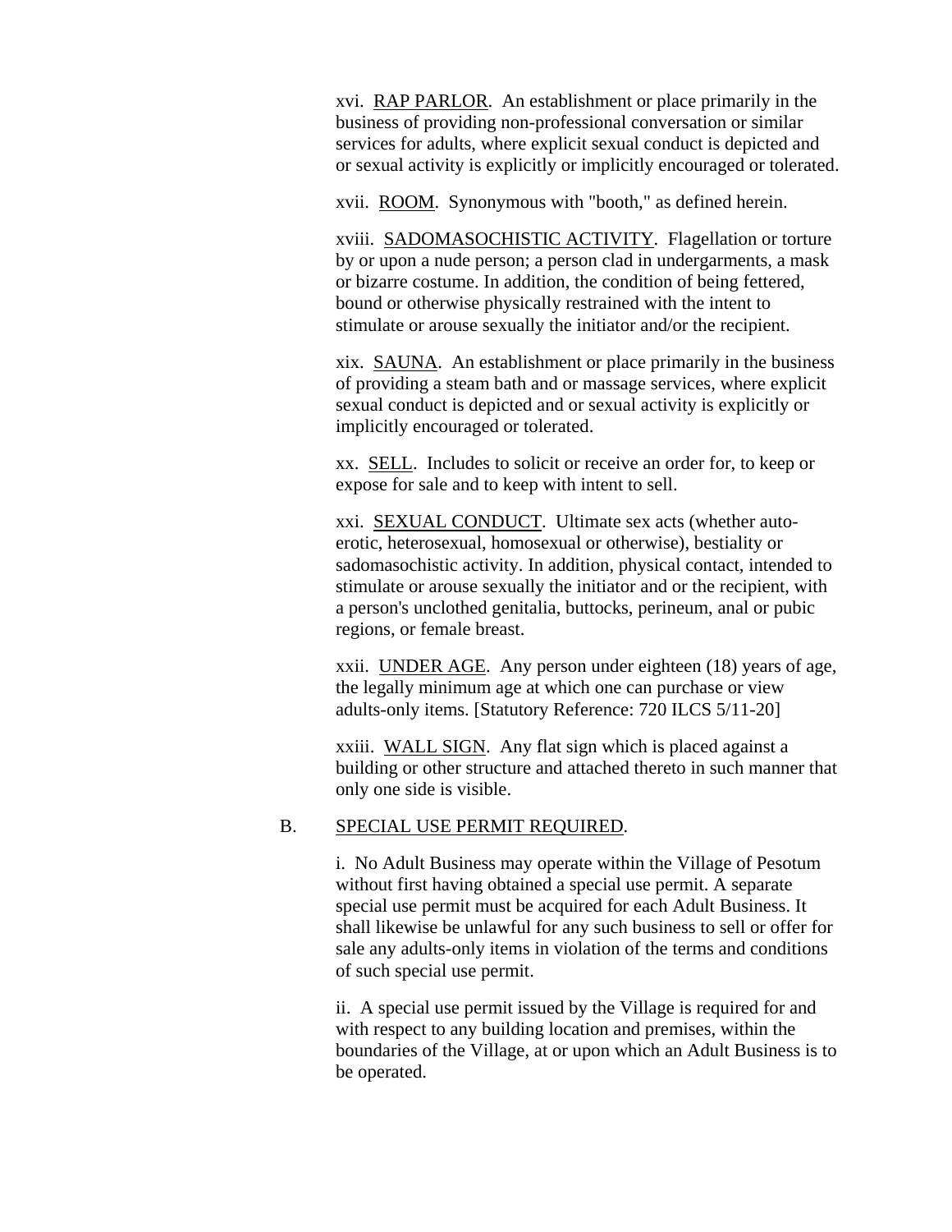xvi. <u>RAP PARLOR</u>. An establishment or place primarily in the business of providing non-professional conversation or similar services for adults, where explicit sexual conduct is depicted and or sexual activity is explicitly or implicitly encouraged or tolerated.

xvii. <u>ROOM</u>. Synonymous with "booth," as defined herein.

xviii. <u>SADOMASOCHISTIC ACTIVITY</u>. Flagellation or torture by or upon a nude person; a person clad in undergarments, a mask or bizarre costume. In addition, the condition of being fettered, bound or otherwise physically restrained with the intent to stimulate or arouse sexually the initiator and/or the recipient.

xix. <u>SAUNA</u>. An establishment or place primarily in the business of providing a steam bath and or massage services, where explicit sexual conduct is depicted and or sexual activity is explicitly or implicitly encouraged or tolerated.

xx. <u>SELL</u>. Includes to solicit or receive an order for, to keep or expose for sale and to keep with intent to sell.

xxi. <u>SEXUAL CONDUCT</u>. Ultimate sex acts (whether auto-erotic, heterosexual, homosexual or otherwise), bestiality or sadomasochistic activity. In addition, physical contact, intended to stimulate or arouse sexually the initiator and or the recipient, with a person's unclothed genitalia, buttocks, perineum, anal or pubic regions, or female breast.

xxii. <u>UNDER AGE</u>. Any person under eighteen (18) years of age, the legally minimum age at which one can purchase or view adults-only items. [Statutory Reference: 720 ILCS 5/11-20]

xxiii. <u>WALL SIGN</u>. Any flat sign which is placed against a building or other structure and attached thereto in such manner that only one side is visible.

B. <u>SPECIAL USE PERMIT REQUIRED</u>.

i. No Adult Business may operate within the Village of Pesotum without first having obtained a special use permit. A separate special use permit must be acquired for each Adult Business. It shall likewise be unlawful for any such business to sell or offer for sale any adults-only items in violation of the terms and conditions of such special use permit.

ii. A special use permit issued by the Village is required for and with respect to any building location and premises, within the boundaries of the Village, at or upon which an Adult Business is to be operated.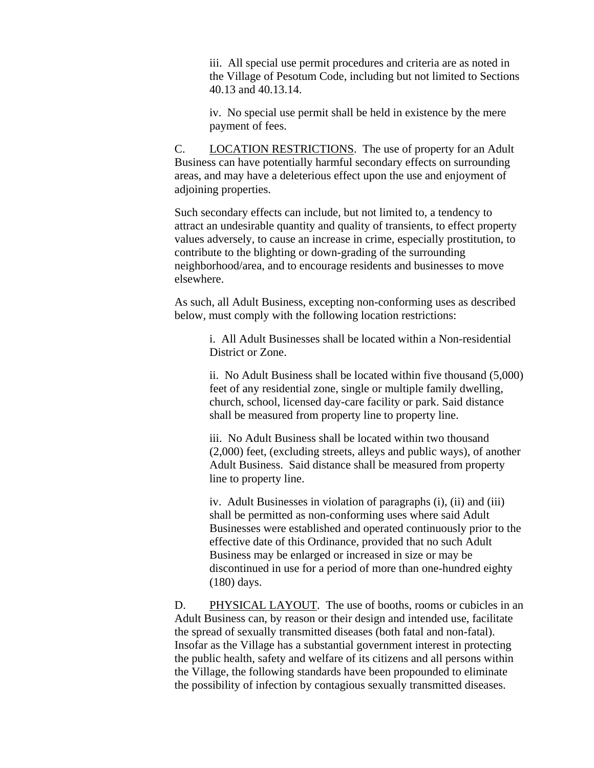iii. All special use permit procedures and criteria are as noted in the Village of Pesotum Code, including but not limited to Sections 40.13 and 40.13.14.

iv. No special use permit shall be held in existence by the mere payment of fees.

C. <u>LOCATION RESTRICTIONS</u>. The use of property for an Adult Business can have potentially harmful secondary effects on surrounding areas, and may have a deleterious effect upon the use and enjoyment of adjoining properties.

Such secondary effects can include, but not limited to, a tendency to attract an undesirable quantity and quality of transients, to effect property values adversely, to cause an increase in crime, especially prostitution, to contribute to the blighting or down-grading of the surrounding neighborhood/area, and to encourage residents and businesses to move elsewhere.

As such, all Adult Business, excepting non-conforming uses as described below, must comply with the following location restrictions:

i. All Adult Businesses shall be located within a Non-residential District or Zone.

ii. No Adult Business shall be located within five thousand (5,000) feet of any residential zone, single or multiple family dwelling, church, school, licensed day-care facility or park. Said distance shall be measured from property line to property line.

iii. No Adult Business shall be located within two thousand (2,000) feet, (excluding streets, alleys and public ways), of another Adult Business. Said distance shall be measured from property line to property line.

iv. Adult Businesses in violation of paragraphs (i), (ii) and (iii) shall be permitted as non-conforming uses where said Adult Businesses were established and operated continuously prior to the effective date of this Ordinance, provided that no such Adult Business may be enlarged or increased in size or may be discontinued in use for a period of more than one-hundred eighty (180) days.

D. <u>PHYSICAL LAYOUT</u>. The use of booths, rooms or cubicles in an Adult Business can, by reason or their design and intended use, facilitate the spread of sexually transmitted diseases (both fatal and non-fatal). Insofar as the Village has a substantial government interest in protecting the public health, safety and welfare of its citizens and all persons within the Village, the following standards have been propounded to eliminate the possibility of infection by contagious sexually transmitted diseases.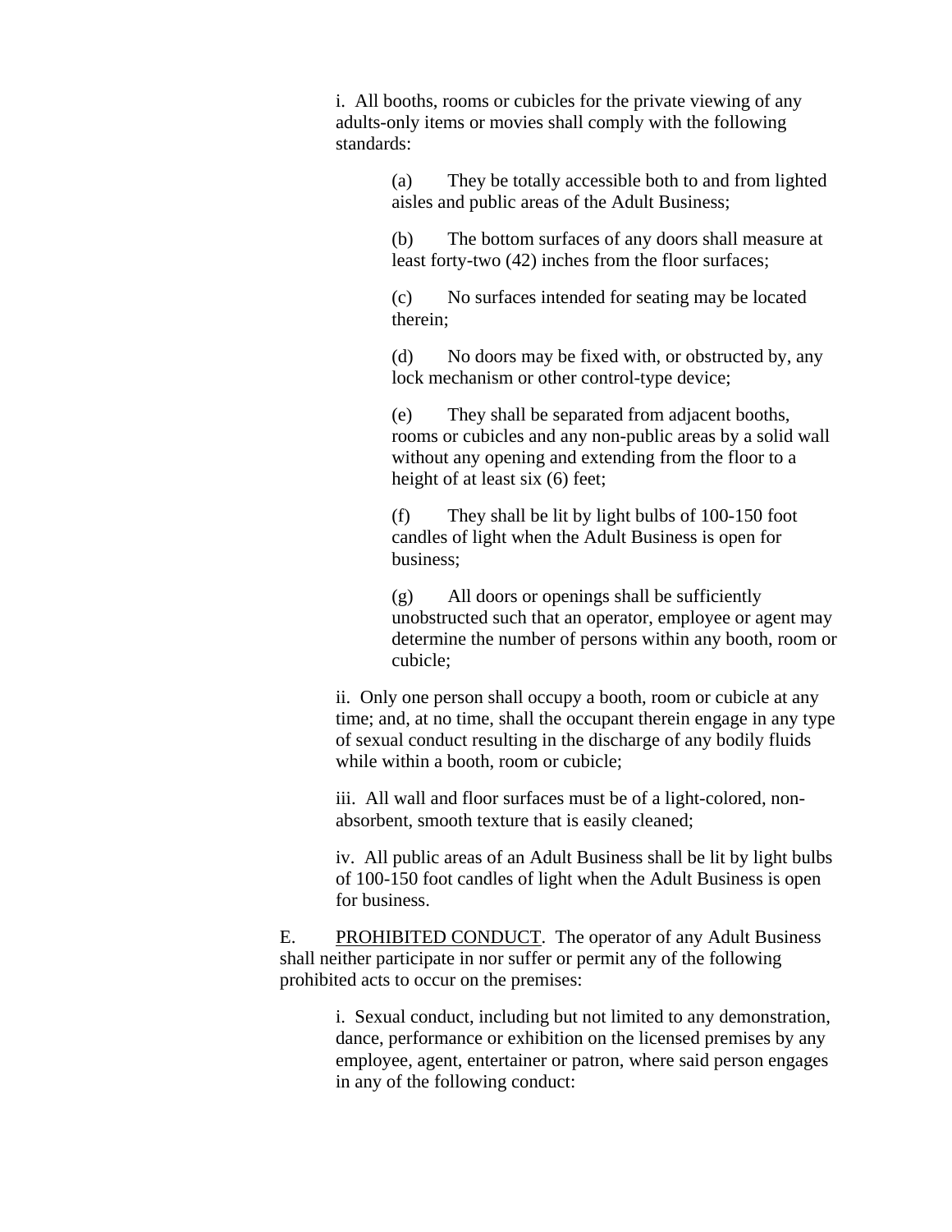i. All booths, rooms or cubicles for the private viewing of any adults-only items or movies shall comply with the following standards:

(a) They be totally accessible both to and from lighted aisles and public areas of the Adult Business;

(b) The bottom surfaces of any doors shall measure at least forty-two (42) inches from the floor surfaces;

(c) No surfaces intended for seating may be located therein;

(d) No doors may be fixed with, or obstructed by, any lock mechanism or other control-type device;

(e) They shall be separated from adjacent booths, rooms or cubicles and any non-public areas by a solid wall without any opening and extending from the floor to a height of at least six (6) feet;

(f) They shall be lit by light bulbs of 100-150 foot candles of light when the Adult Business is open for business;

(g) All doors or openings shall be sufficiently unobstructed such that an operator, employee or agent may determine the number of persons within any booth, room or cubicle;

ii. Only one person shall occupy a booth, room or cubicle at any time; and, at no time, shall the occupant therein engage in any type of sexual conduct resulting in the discharge of any bodily fluids while within a booth, room or cubicle;

iii. All wall and floor surfaces must be of a light-colored, non-absorbent, smooth texture that is easily cleaned;

iv. All public areas of an Adult Business shall be lit by light bulbs of 100-150 foot candles of light when the Adult Business is open for business.

E. <u>PROHIBITED CONDUCT</u>. The operator of any Adult Business shall neither participate in nor suffer or permit any of the following prohibited acts to occur on the premises:

i. Sexual conduct, including but not limited to any demonstration, dance, performance or exhibition on the licensed premises by any employee, agent, entertainer or patron, where said person engages in any of the following conduct: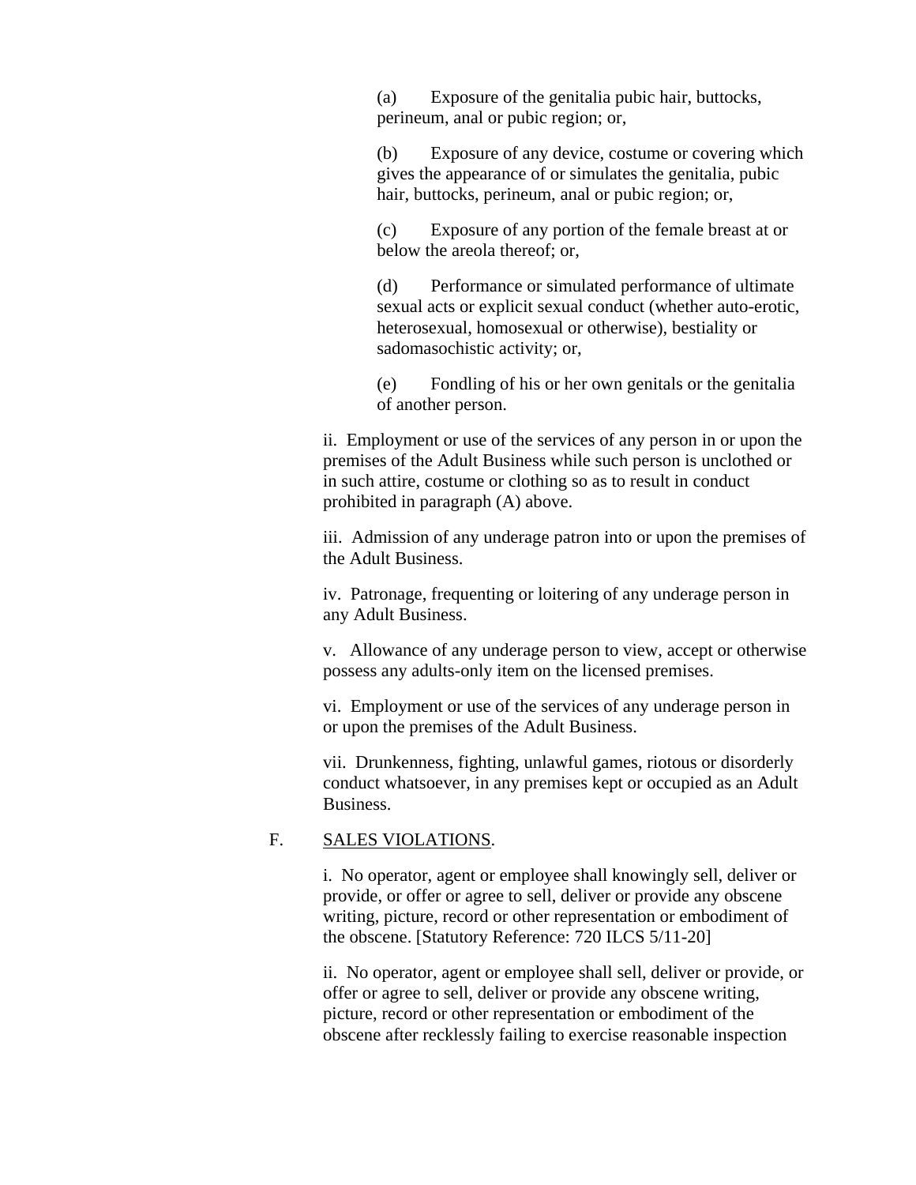(a) Exposure of the genitalia pubic hair, buttocks, perineum, anal or pubic region; or,

(b) Exposure of any device, costume or covering which gives the appearance of or simulates the genitalia, pubic hair, buttocks, perineum, anal or pubic region; or,

(c) Exposure of any portion of the female breast at or below the areola thereof; or,

(d) Performance or simulated performance of ultimate sexual acts or explicit sexual conduct (whether auto-erotic, heterosexual, homosexual or otherwise), bestiality or sadomasochistic activity; or,

(e) Fondling of his or her own genitals or the genitalia of another person.

ii. Employment or use of the services of any person in or upon the premises of the Adult Business while such person is unclothed or in such attire, costume or clothing so as to result in conduct prohibited in paragraph (A) above.

iii. Admission of any underage patron into or upon the premises of the Adult Business.

iv. Patronage, frequenting or loitering of any underage person in any Adult Business.

v. Allowance of any underage person to view, accept or otherwise possess any adults-only item on the licensed premises.

vi. Employment or use of the services of any underage person in or upon the premises of the Adult Business.

vii. Drunkenness, fighting, unlawful games, riotous or disorderly conduct whatsoever, in any premises kept or occupied as an Adult Business.

F. <u>SALES VIOLATIONS</u>.

i. No operator, agent or employee shall knowingly sell, deliver or provide, or offer or agree to sell, deliver or provide any obscene writing, picture, record or other representation or embodiment of the obscene. [Statutory Reference: 720 ILCS 5/11-20]

ii. No operator, agent or employee shall sell, deliver or provide, or offer or agree to sell, deliver or provide any obscene writing, picture, record or other representation or embodiment of the obscene after recklessly failing to exercise reasonable inspection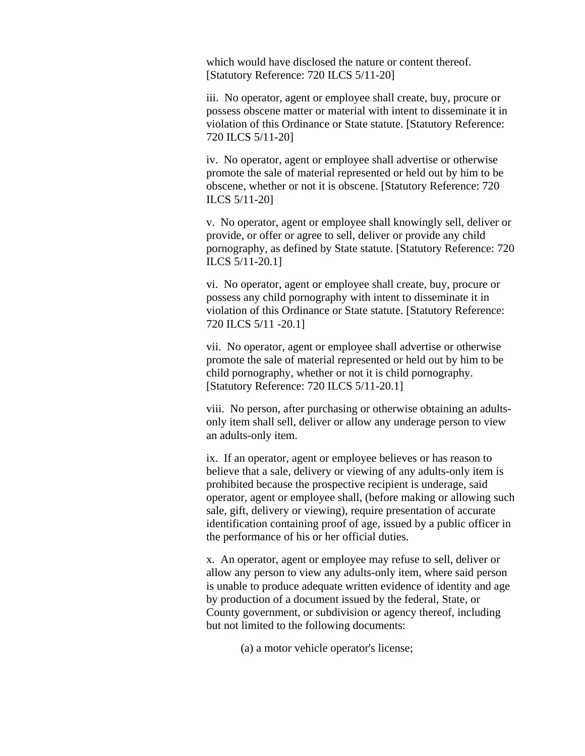which would have disclosed the nature or content thereof. [Statutory Reference: 720 ILCS 5/11-20]

iii. No operator, agent or employee shall create, buy, procure or possess obscene matter or material with intent to disseminate it in violation of this Ordinance or State statute. [Statutory Reference: 720 ILCS 5/11-20]

iv. No operator, agent or employee shall advertise or otherwise promote the sale of material represented or held out by him to be obscene, whether or not it is obscene. [Statutory Reference: 720 ILCS 5/11-20]

v. No operator, agent or employee shall knowingly sell, deliver or provide, or offer or agree to sell, deliver or provide any child pornography, as defined by State statute. [Statutory Reference: 720 ILCS 5/11-20.1]

vi. No operator, agent or employee shall create, buy, procure or possess any child pornography with intent to disseminate it in violation of this Ordinance or State statute. [Statutory Reference: 720 ILCS 5/11 -20.1]

vii. No operator, agent or employee shall advertise or otherwise promote the sale of material represented or held out by him to be child pornography, whether or not it is child pornography. [Statutory Reference: 720 ILCS 5/11-20.1]

viii. No person, after purchasing or otherwise obtaining an adults-only item shall sell, deliver or allow any underage person to view an adults-only item.

ix. If an operator, agent or employee believes or has reason to believe that a sale, delivery or viewing of any adults-only item is prohibited because the prospective recipient is underage, said operator, agent or employee shall, (before making or allowing such sale, gift, delivery or viewing), require presentation of accurate identification containing proof of age, issued by a public officer in the performance of his or her official duties.

x. An operator, agent or employee may refuse to sell, deliver or allow any person to view any adults-only item, where said person is unable to produce adequate written evidence of identity and age by production of a document issued by the federal, State, or County government, or subdivision or agency thereof, including but not limited to the following documents:

(a) a motor vehicle operator's license;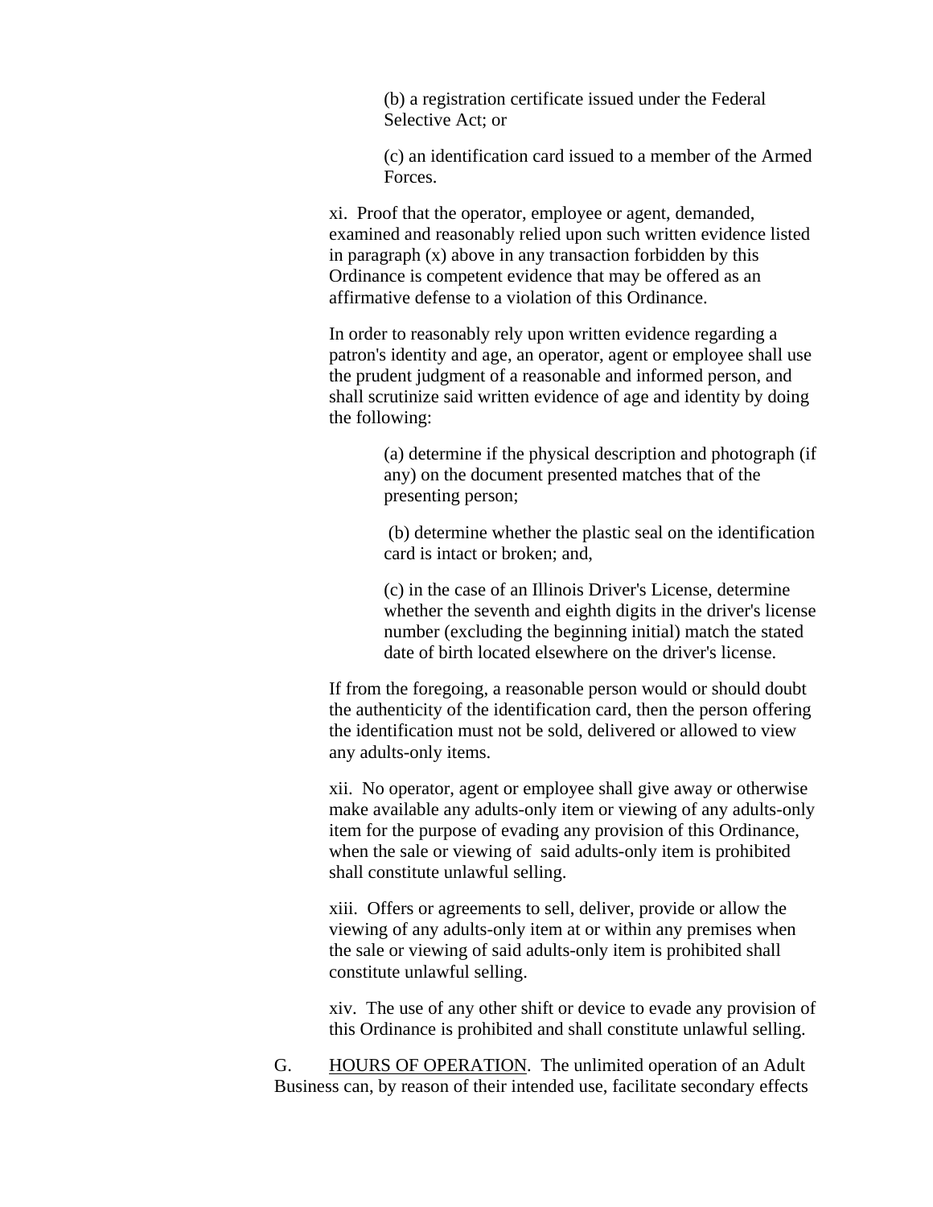(b) a registration certificate issued under the Federal Selective Act; or

(c) an identification card issued to a member of the Armed Forces.

xi. Proof that the operator, employee or agent, demanded, examined and reasonably relied upon such written evidence listed in paragraph (x) above in any transaction forbidden by this Ordinance is competent evidence that may be offered as an affirmative defense to a violation of this Ordinance.

In order to reasonably rely upon written evidence regarding a patron's identity and age, an operator, agent or employee shall use the prudent judgment of a reasonable and informed person, and shall scrutinize said written evidence of age and identity by doing the following:

(a) determine if the physical description and photograph (if any) on the document presented matches that of the presenting person;

(b) determine whether the plastic seal on the identification card is intact or broken; and,

(c) in the case of an Illinois Driver's License, determine whether the seventh and eighth digits in the driver's license number (excluding the beginning initial) match the stated date of birth located elsewhere on the driver's license.

If from the foregoing, a reasonable person would or should doubt the authenticity of the identification card, then the person offering the identification must not be sold, delivered or allowed to view any adults-only items.

xii. No operator, agent or employee shall give away or otherwise make available any adults-only item or viewing of any adults-only item for the purpose of evading any provision of this Ordinance, when the sale or viewing of said adults-only item is prohibited shall constitute unlawful selling.

xiii. Offers or agreements to sell, deliver, provide or allow the viewing of any adults-only item at or within any premises when the sale or viewing of said adults-only item is prohibited shall constitute unlawful selling.

xiv. The use of any other shift or device to evade any provision of this Ordinance is prohibited and shall constitute unlawful selling.

G. HOURS OF OPERATION. The unlimited operation of an Adult Business can, by reason of their intended use, facilitate secondary effects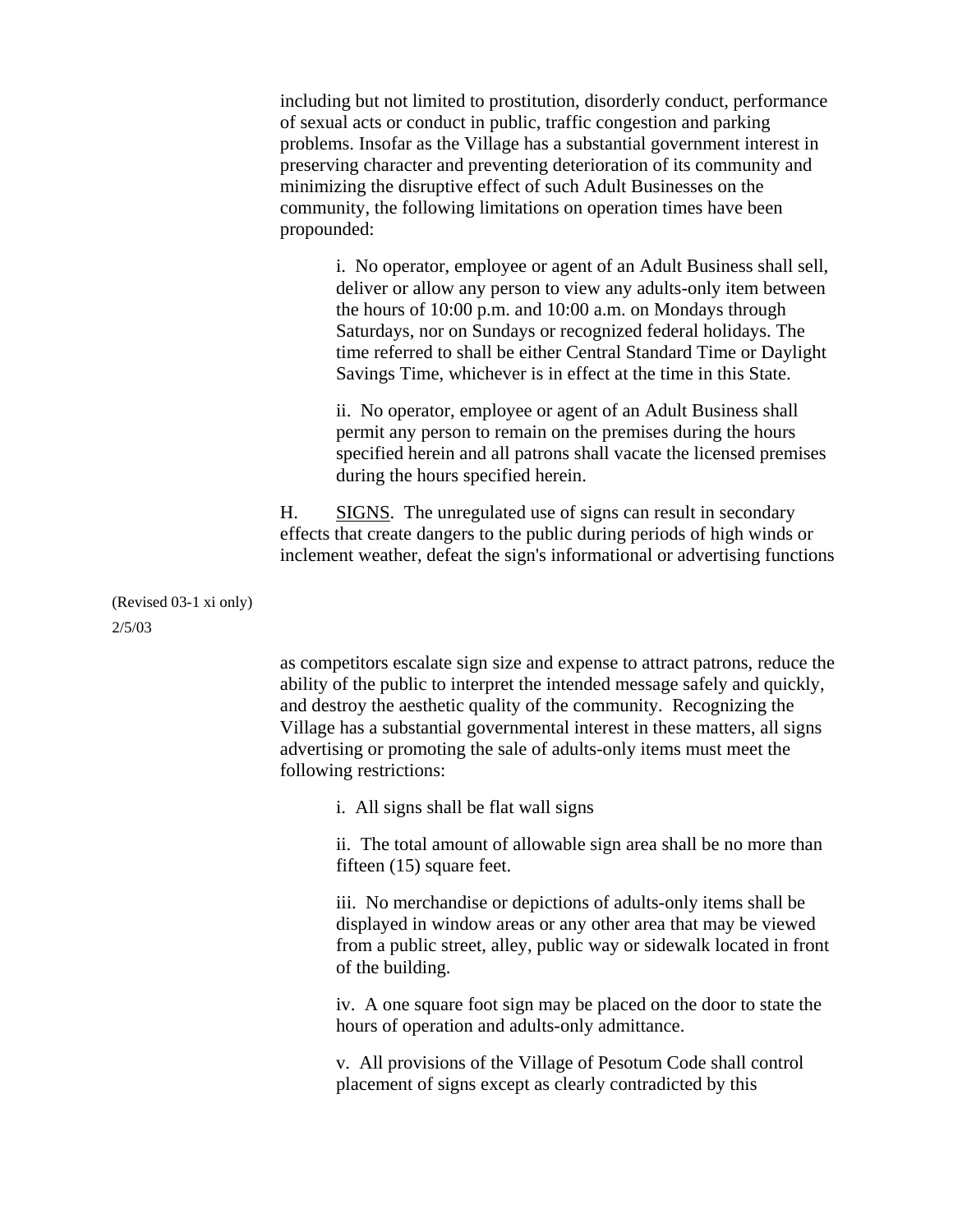including but not limited to prostitution, disorderly conduct, performance of sexual acts or conduct in public, traffic congestion and parking problems. Insofar as the Village has a substantial government interest in preserving character and preventing deterioration of its community and minimizing the disruptive effect of such Adult Businesses on the community, the following limitations on operation times have been propounded:

i. No operator, employee or agent of an Adult Business shall sell, deliver or allow any person to view any adults-only item between the hours of 10:00 p.m. and 10:00 a.m. on Mondays through Saturdays, nor on Sundays or recognized federal holidays. The time referred to shall be either Central Standard Time or Daylight Savings Time, whichever is in effect at the time in this State.

ii. No operator, employee or agent of an Adult Business shall permit any person to remain on the premises during the hours specified herein and all patrons shall vacate the licensed premises during the hours specified herein.

H. SIGNS. The unregulated use of signs can result in secondary effects that create dangers to the public during periods of high winds or inclement weather, defeat the sign's informational or advertising functions

(Revised 03-1 xi only)
2/5/03

as competitors escalate sign size and expense to attract patrons, reduce the ability of the public to interpret the intended message safely and quickly, and destroy the aesthetic quality of the community. Recognizing the Village has a substantial governmental interest in these matters, all signs advertising or promoting the sale of adults-only items must meet the following restrictions:

i. All signs shall be flat wall signs

ii. The total amount of allowable sign area shall be no more than fifteen (15) square feet.

iii. No merchandise or depictions of adults-only items shall be displayed in window areas or any other area that may be viewed from a public street, alley, public way or sidewalk located in front of the building.

iv. A one square foot sign may be placed on the door to state the hours of operation and adults-only admittance.

v. All provisions of the Village of Pesotum Code shall control placement of signs except as clearly contradicted by this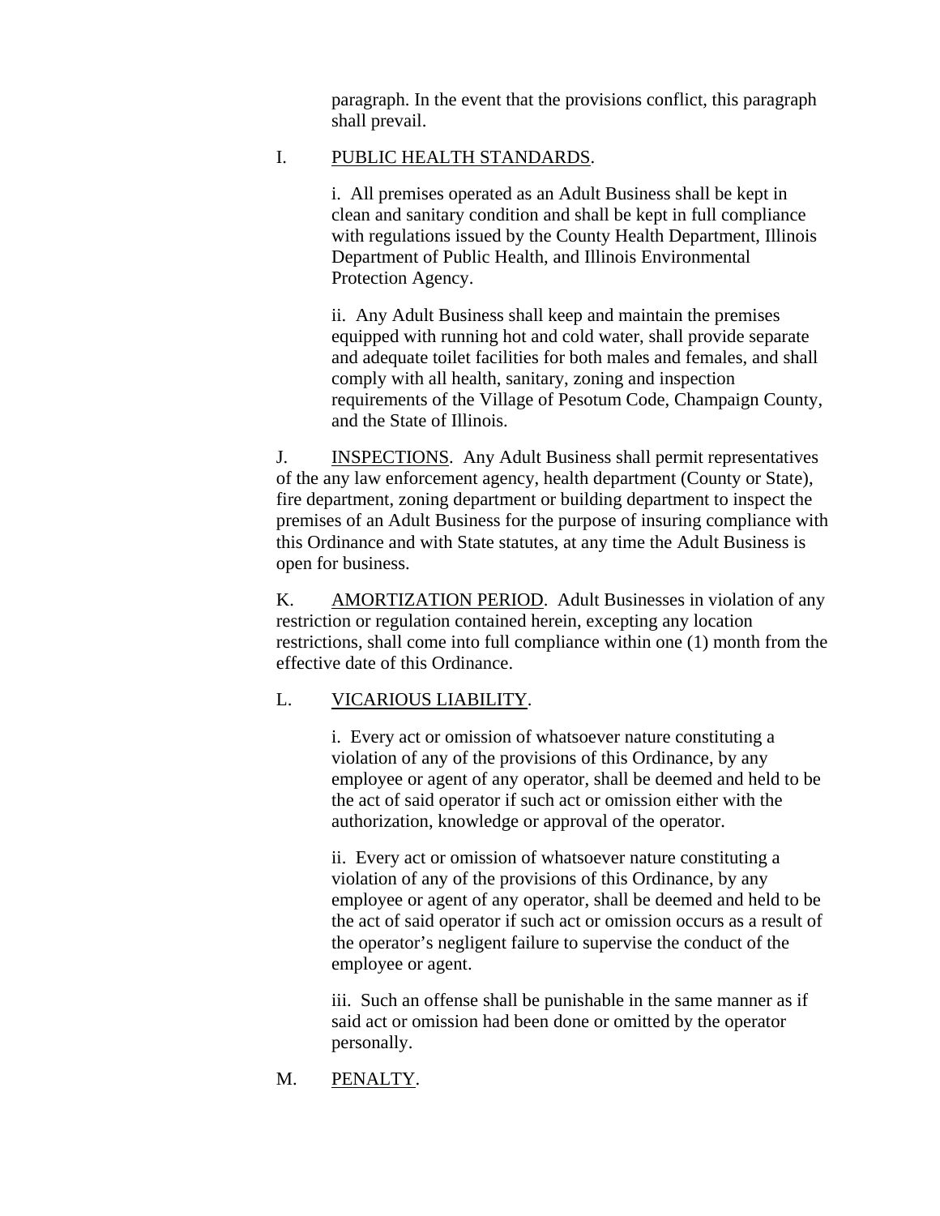paragraph. In the event that the provisions conflict, this paragraph shall prevail.

I. PUBLIC HEALTH STANDARDS.

i. All premises operated as an Adult Business shall be kept in clean and sanitary condition and shall be kept in full compliance with regulations issued by the County Health Department, Illinois Department of Public Health, and Illinois Environmental Protection Agency.

ii. Any Adult Business shall keep and maintain the premises equipped with running hot and cold water, shall provide separate and adequate toilet facilities for both males and females, and shall comply with all health, sanitary, zoning and inspection requirements of the Village of Pesotum Code, Champaign County, and the State of Illinois.

J. INSPECTIONS. Any Adult Business shall permit representatives of the any law enforcement agency, health department (County or State), fire department, zoning department or building department to inspect the premises of an Adult Business for the purpose of insuring compliance with this Ordinance and with State statutes, at any time the Adult Business is open for business.

K. AMORTIZATION PERIOD. Adult Businesses in violation of any restriction or regulation contained herein, excepting any location restrictions, shall come into full compliance within one (1) month from the effective date of this Ordinance.

L. VICARIOUS LIABILITY.

i. Every act or omission of whatsoever nature constituting a violation of any of the provisions of this Ordinance, by any employee or agent of any operator, shall be deemed and held to be the act of said operator if such act or omission either with the authorization, knowledge or approval of the operator.

ii. Every act or omission of whatsoever nature constituting a violation of any of the provisions of this Ordinance, by any employee or agent of any operator, shall be deemed and held to be the act of said operator if such act or omission occurs as a result of the operator's negligent failure to supervise the conduct of the employee or agent.

iii. Such an offense shall be punishable in the same manner as if said act or omission had been done or omitted by the operator personally.

M. PENALTY.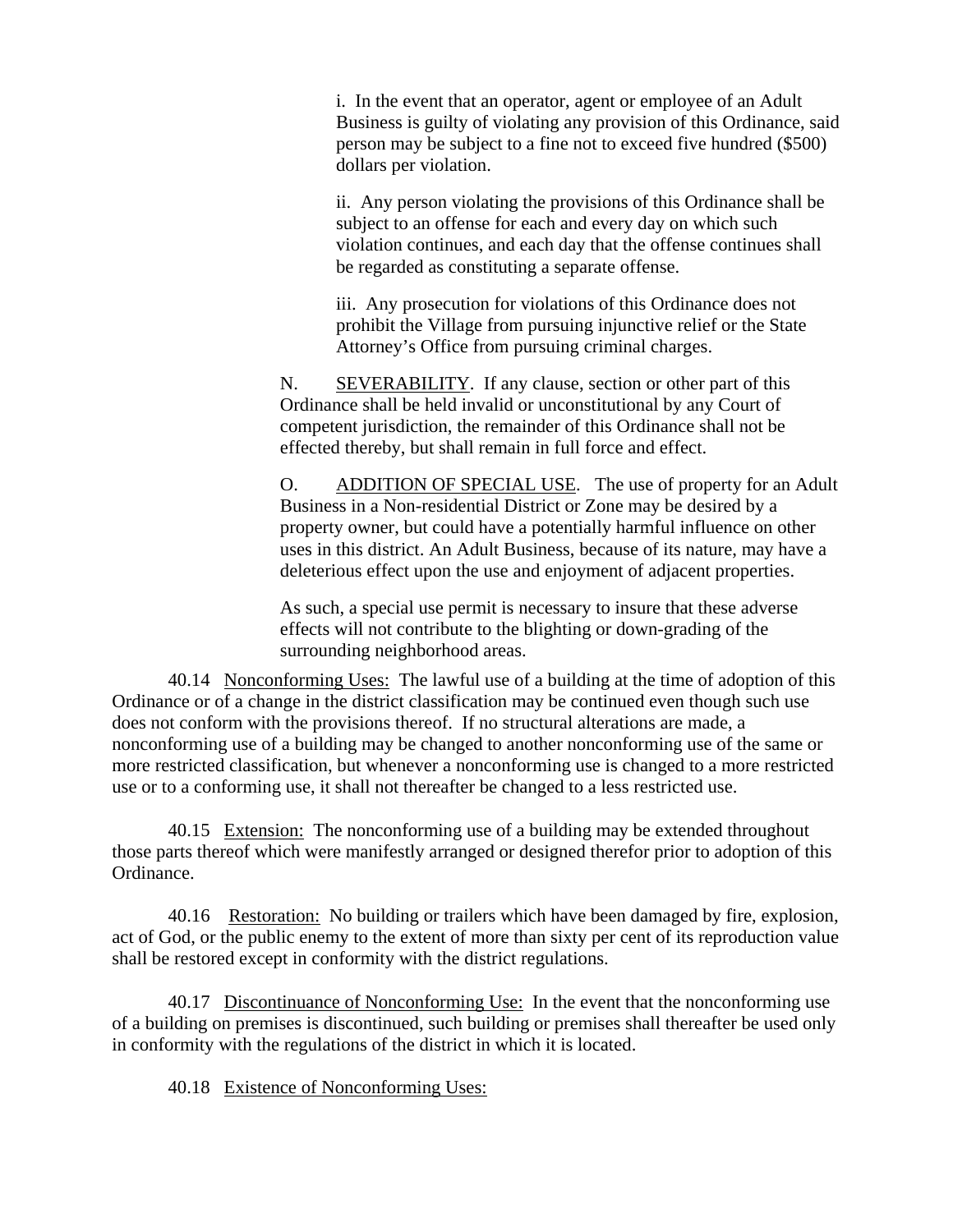i. In the event that an operator, agent or employee of an Adult Business is guilty of violating any provision of this Ordinance, said person may be subject to a fine not to exceed five hundred ($500) dollars per violation.

ii. Any person violating the provisions of this Ordinance shall be subject to an offense for each and every day on which such violation continues, and each day that the offense continues shall be regarded as constituting a separate offense.

iii. Any prosecution for violations of this Ordinance does not prohibit the Village from pursuing injunctive relief or the State Attorney's Office from pursuing criminal charges.

N. <u>SEVERABILITY</u>. If any clause, section or other part of this Ordinance shall be held invalid or unconstitutional by any Court of competent jurisdiction, the remainder of this Ordinance shall not be effected thereby, but shall remain in full force and effect.

O. <u>ADDITION OF SPECIAL USE</u>. The use of property for an Adult Business in a Non-residential District or Zone may be desired by a property owner, but could have a potentially harmful influence on other uses in this district. An Adult Business, because of its nature, may have a deleterious effect upon the use and enjoyment of adjacent properties.

As such, a special use permit is necessary to insure that these adverse effects will not contribute to the blighting or down-grading of the surrounding neighborhood areas.

40.14 <u>Nonconforming Uses:</u> The lawful use of a building at the time of adoption of this Ordinance or of a change in the district classification may be continued even though such use does not conform with the provisions thereof. If no structural alterations are made, a nonconforming use of a building may be changed to another nonconforming use of the same or more restricted classification, but whenever a nonconforming use is changed to a more restricted use or to a conforming use, it shall not thereafter be changed to a less restricted use.

40.15 <u>Extension:</u> The nonconforming use of a building may be extended throughout those parts thereof which were manifestly arranged or designed therefor prior to adoption of this Ordinance.

40.16 <u>Restoration:</u> No building or trailers which have been damaged by fire, explosion, act of God, or the public enemy to the extent of more than sixty per cent of its reproduction value shall be restored except in conformity with the district regulations.

40.17 <u>Discontinuance of Nonconforming Use:</u> In the event that the nonconforming use of a building on premises is discontinued, such building or premises shall thereafter be used only in conformity with the regulations of the district in which it is located.

40.18 <u>Existence of Nonconforming Uses:</u>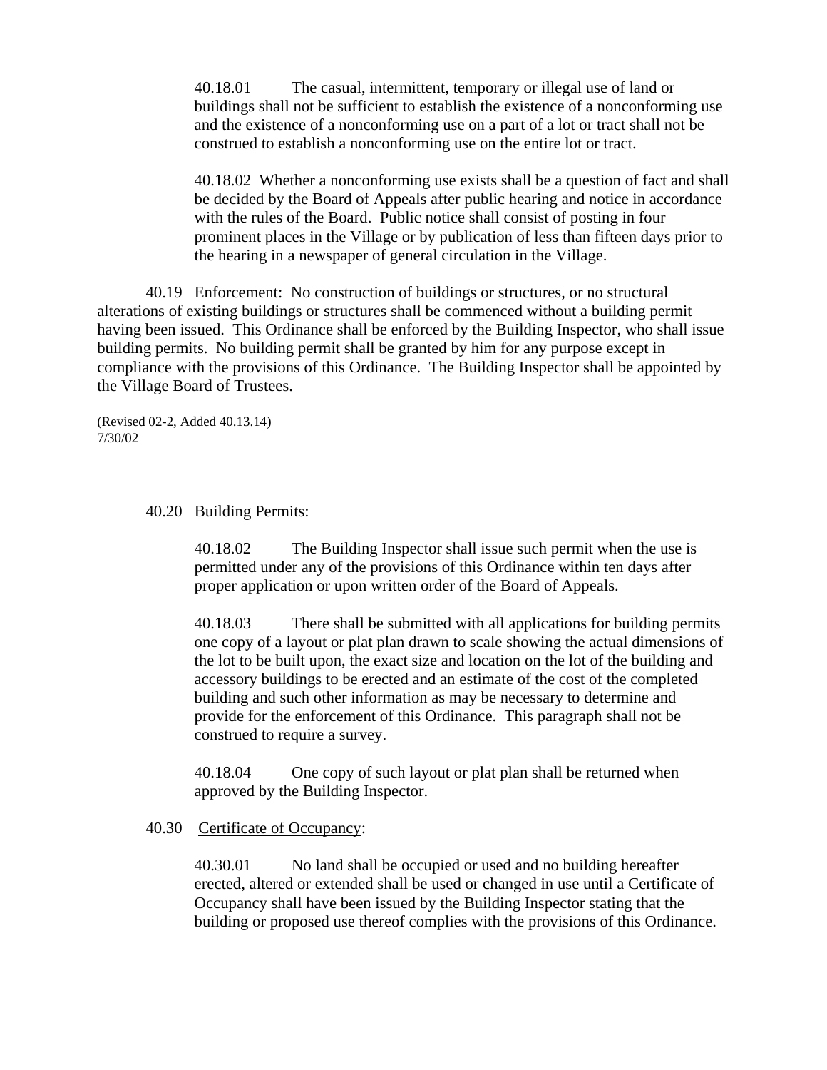40.18.01 The casual, intermittent, temporary or illegal use of land or buildings shall not be sufficient to establish the existence of a nonconforming use and the existence of a nonconforming use on a part of a lot or tract shall not be construed to establish a nonconforming use on the entire lot or tract.

40.18.02 Whether a nonconforming use exists shall be a question of fact and shall be decided by the Board of Appeals after public hearing and notice in accordance with the rules of the Board. Public notice shall consist of posting in four prominent places in the Village or by publication of less than fifteen days prior to the hearing in a newspaper of general circulation in the Village.

40.19 Enforcement: No construction of buildings or structures, or no structural alterations of existing buildings or structures shall be commenced without a building permit having been issued. This Ordinance shall be enforced by the Building Inspector, who shall issue building permits. No building permit shall be granted by him for any purpose except in compliance with the provisions of this Ordinance. The Building Inspector shall be appointed by the Village Board of Trustees.

(Revised 02-2, Added 40.13.14)
7/30/02

40.20 Building Permits:

40.18.02 The Building Inspector shall issue such permit when the use is permitted under any of the provisions of this Ordinance within ten days after proper application or upon written order of the Board of Appeals.

40.18.03 There shall be submitted with all applications for building permits one copy of a layout or plat plan drawn to scale showing the actual dimensions of the lot to be built upon, the exact size and location on the lot of the building and accessory buildings to be erected and an estimate of the cost of the completed building and such other information as may be necessary to determine and provide for the enforcement of this Ordinance. This paragraph shall not be construed to require a survey.

40.18.04 One copy of such layout or plat plan shall be returned when approved by the Building Inspector.

40.30 Certificate of Occupancy:

40.30.01 No land shall be occupied or used and no building hereafter erected, altered or extended shall be used or changed in use until a Certificate of Occupancy shall have been issued by the Building Inspector stating that the building or proposed use thereof complies with the provisions of this Ordinance.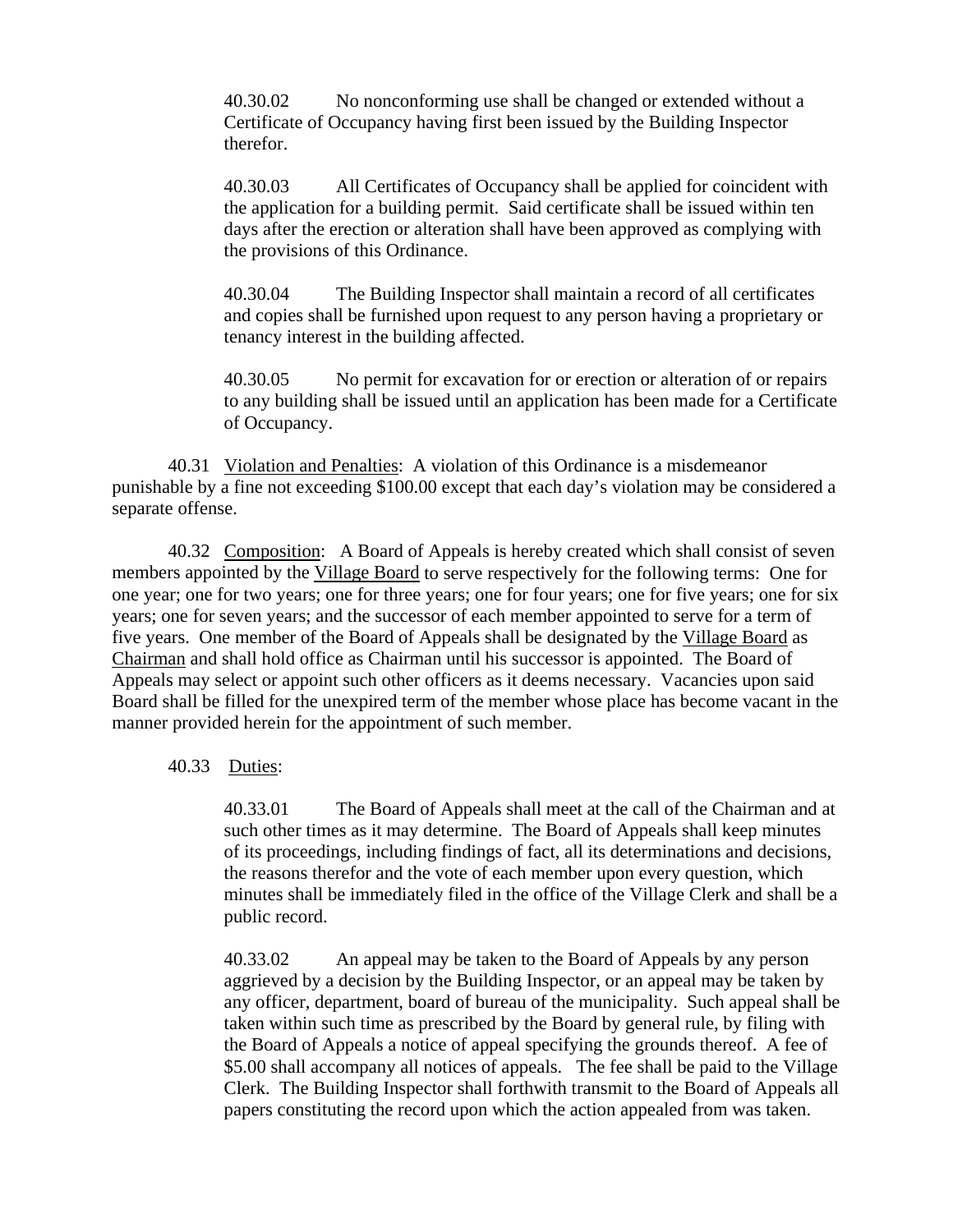40.30.02 No nonconforming use shall be changed or extended without a Certificate of Occupancy having first been issued by the Building Inspector therefor.

40.30.03 All Certificates of Occupancy shall be applied for coincident with the application for a building permit. Said certificate shall be issued within ten days after the erection or alteration shall have been approved as complying with the provisions of this Ordinance.

40.30.04 The Building Inspector shall maintain a record of all certificates and copies shall be furnished upon request to any person having a proprietary or tenancy interest in the building affected.

40.30.05 No permit for excavation for or erection or alteration of or repairs to any building shall be issued until an application has been made for a Certificate of Occupancy.

40.31 <u>Violation and Penalties</u>: A violation of this Ordinance is a misdemeanor punishable by a fine not exceeding $100.00 except that each day's violation may be considered a separate offense.

40.32 <u>Composition</u>: A Board of Appeals is hereby created which shall consist of seven members appointed by the <u>Village Board</u> to serve respectively for the following terms: One for one year; one for two years; one for three years; one for four years; one for five years; one for six years; one for seven years; and the successor of each member appointed to serve for a term of five years. One member of the Board of Appeals shall be designated by the <u>Village Board</u> as <u>Chairman</u> and shall hold office as Chairman until his successor is appointed. The Board of Appeals may select or appoint such other officers as it deems necessary. Vacancies upon said Board shall be filled for the unexpired term of the member whose place has become vacant in the manner provided herein for the appointment of such member.

40.33 <u>Duties</u>:

40.33.01 The Board of Appeals shall meet at the call of the Chairman and at such other times as it may determine. The Board of Appeals shall keep minutes of its proceedings, including findings of fact, all its determinations and decisions, the reasons therefor and the vote of each member upon every question, which minutes shall be immediately filed in the office of the Village Clerk and shall be a public record.

40.33.02 An appeal may be taken to the Board of Appeals by any person aggrieved by a decision by the Building Inspector, or an appeal may be taken by any officer, department, board of bureau of the municipality. Such appeal shall be taken within such time as prescribed by the Board by general rule, by filing with the Board of Appeals a notice of appeal specifying the grounds thereof. A fee of $5.00 shall accompany all notices of appeals. The fee shall be paid to the Village Clerk. The Building Inspector shall forthwith transmit to the Board of Appeals all papers constituting the record upon which the action appealed from was taken.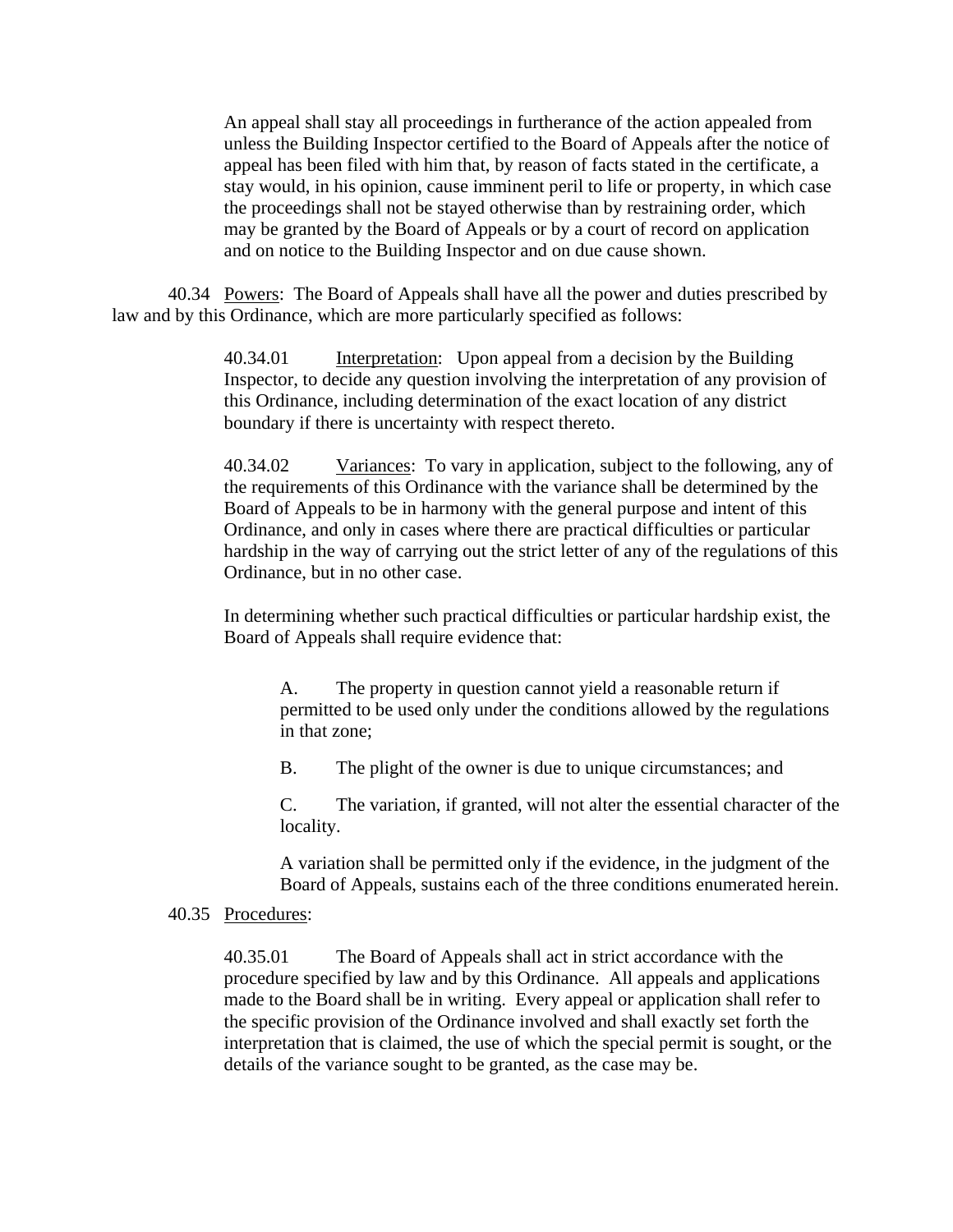An appeal shall stay all proceedings in furtherance of the action appealed from unless the Building Inspector certified to the Board of Appeals after the notice of appeal has been filed with him that, by reason of facts stated in the certificate, a stay would, in his opinion, cause imminent peril to life or property, in which case the proceedings shall not be stayed otherwise than by restraining order, which may be granted by the Board of Appeals or by a court of record on application and on notice to the Building Inspector and on due cause shown.

40.34 Powers: The Board of Appeals shall have all the power and duties prescribed by law and by this Ordinance, which are more particularly specified as follows:

40.34.01 Interpretation: Upon appeal from a decision by the Building Inspector, to decide any question involving the interpretation of any provision of this Ordinance, including determination of the exact location of any district boundary if there is uncertainty with respect thereto.

40.34.02 Variances: To vary in application, subject to the following, any of the requirements of this Ordinance with the variance shall be determined by the Board of Appeals to be in harmony with the general purpose and intent of this Ordinance, and only in cases where there are practical difficulties or particular hardship in the way of carrying out the strict letter of any of the regulations of this Ordinance, but in no other case.

In determining whether such practical difficulties or particular hardship exist, the Board of Appeals shall require evidence that:

A. The property in question cannot yield a reasonable return if permitted to be used only under the conditions allowed by the regulations in that zone;

B. The plight of the owner is due to unique circumstances; and

C. The variation, if granted, will not alter the essential character of the locality.

A variation shall be permitted only if the evidence, in the judgment of the Board of Appeals, sustains each of the three conditions enumerated herein.

40.35 Procedures:

40.35.01 The Board of Appeals shall act in strict accordance with the procedure specified by law and by this Ordinance. All appeals and applications made to the Board shall be in writing. Every appeal or application shall refer to the specific provision of the Ordinance involved and shall exactly set forth the interpretation that is claimed, the use of which the special permit is sought, or the details of the variance sought to be granted, as the case may be.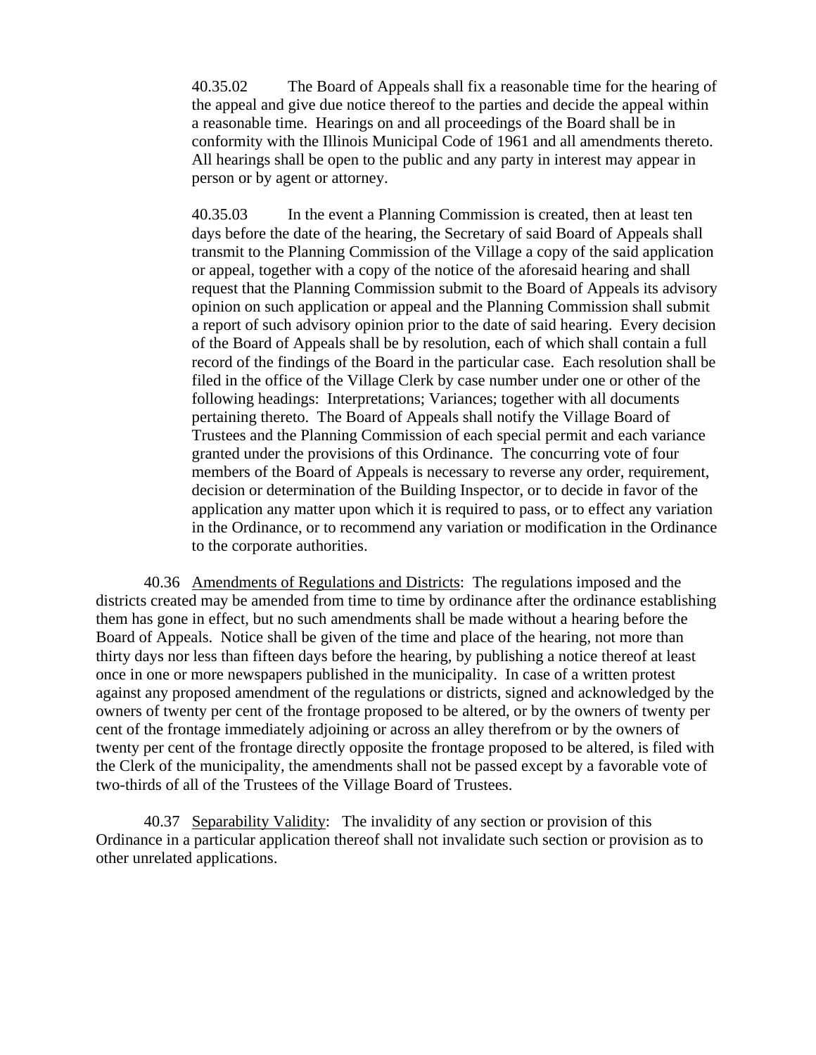40.35.02 The Board of Appeals shall fix a reasonable time for the hearing of the appeal and give due notice thereof to the parties and decide the appeal within a reasonable time. Hearings on and all proceedings of the Board shall be in conformity with the Illinois Municipal Code of 1961 and all amendments thereto. All hearings shall be open to the public and any party in interest may appear in person or by agent or attorney.

40.35.03 In the event a Planning Commission is created, then at least ten days before the date of the hearing, the Secretary of said Board of Appeals shall transmit to the Planning Commission of the Village a copy of the said application or appeal, together with a copy of the notice of the aforesaid hearing and shall request that the Planning Commission submit to the Board of Appeals its advisory opinion on such application or appeal and the Planning Commission shall submit a report of such advisory opinion prior to the date of said hearing. Every decision of the Board of Appeals shall be by resolution, each of which shall contain a full record of the findings of the Board in the particular case. Each resolution shall be filed in the office of the Village Clerk by case number under one or other of the following headings: Interpretations; Variances; together with all documents pertaining thereto. The Board of Appeals shall notify the Village Board of Trustees and the Planning Commission of each special permit and each variance granted under the provisions of this Ordinance. The concurring vote of four members of the Board of Appeals is necessary to reverse any order, requirement, decision or determination of the Building Inspector, or to decide in favor of the application any matter upon which it is required to pass, or to effect any variation in the Ordinance, or to recommend any variation or modification in the Ordinance to the corporate authorities.

40.36 Amendments of Regulations and Districts: The regulations imposed and the districts created may be amended from time to time by ordinance after the ordinance establishing them has gone in effect, but no such amendments shall be made without a hearing before the Board of Appeals. Notice shall be given of the time and place of the hearing, not more than thirty days nor less than fifteen days before the hearing, by publishing a notice thereof at least once in one or more newspapers published in the municipality. In case of a written protest against any proposed amendment of the regulations or districts, signed and acknowledged by the owners of twenty per cent of the frontage proposed to be altered, or by the owners of twenty per cent of the frontage immediately adjoining or across an alley therefrom or by the owners of twenty per cent of the frontage directly opposite the frontage proposed to be altered, is filed with the Clerk of the municipality, the amendments shall not be passed except by a favorable vote of two-thirds of all of the Trustees of the Village Board of Trustees.

40.37 Separability Validity: The invalidity of any section or provision of this Ordinance in a particular application thereof shall not invalidate such section or provision as to other unrelated applications.